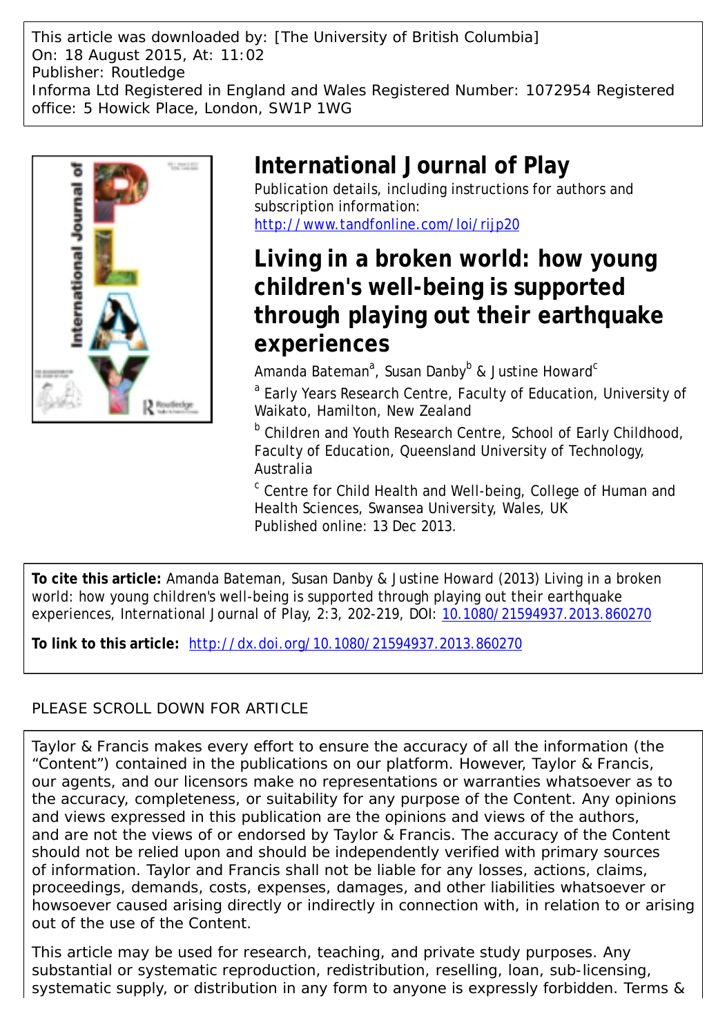This article was downloaded by: [The University of British Columbia]
On: 18 August 2015, At: 11:02
Publisher: Routledge
Informa Ltd Registered in England and Wales Registered Number: 1072954 Registered office: 5 Howick Place, London, SW1P 1WG

# International Journal of Play

Publication details, including instructions for authors and subscription information:
http://www.tandfonline.com/loi/rijp20

## Living in a broken world: how young children's well-being is supported through playing out their earthquake experiences

Amanda Bateman[a], Susan Danby[b] & Justine Howard[c]

[a] Early Years Research Centre, Faculty of Education, University of Waikato, Hamilton, New Zealand

[b] Children and Youth Research Centre, School of Early Childhood, Faculty of Education, Queensland University of Technology, Australia

[c] Centre for Child Health and Well-being, College of Human and Health Sciences, Swansea University, Wales, UK

Published online: 13 Dec 2013.

**To cite this article:** Amanda Bateman, Susan Danby & Justine Howard (2013) Living in a broken world: how young children's well-being is supported through playing out their earthquake experiences, International Journal of Play, 2:3, 202-219, DOI: 10.1080/21594937.2013.860270

**To link to this article:** http://dx.doi.org/10.1080/21594937.2013.860270

PLEASE SCROLL DOWN FOR ARTICLE

Taylor & Francis makes every effort to ensure the accuracy of all the information (the "Content") contained in the publications on our platform. However, Taylor & Francis, our agents, and our licensors make no representations or warranties whatsoever as to the accuracy, completeness, or suitability for any purpose of the Content. Any opinions and views expressed in this publication are the opinions and views of the authors, and are not the views of or endorsed by Taylor & Francis. The accuracy of the Content should not be relied upon and should be independently verified with primary sources of information. Taylor and Francis shall not be liable for any losses, actions, claims, proceedings, demands, costs, expenses, damages, and other liabilities whatsoever or howsoever caused arising directly or indirectly in connection with, in relation to or arising out of the use of the Content.

This article may be used for research, teaching, and private study purposes. Any substantial or systematic reproduction, redistribution, reselling, loan, sub-licensing, systematic supply, or distribution in any form to anyone is expressly forbidden. Terms &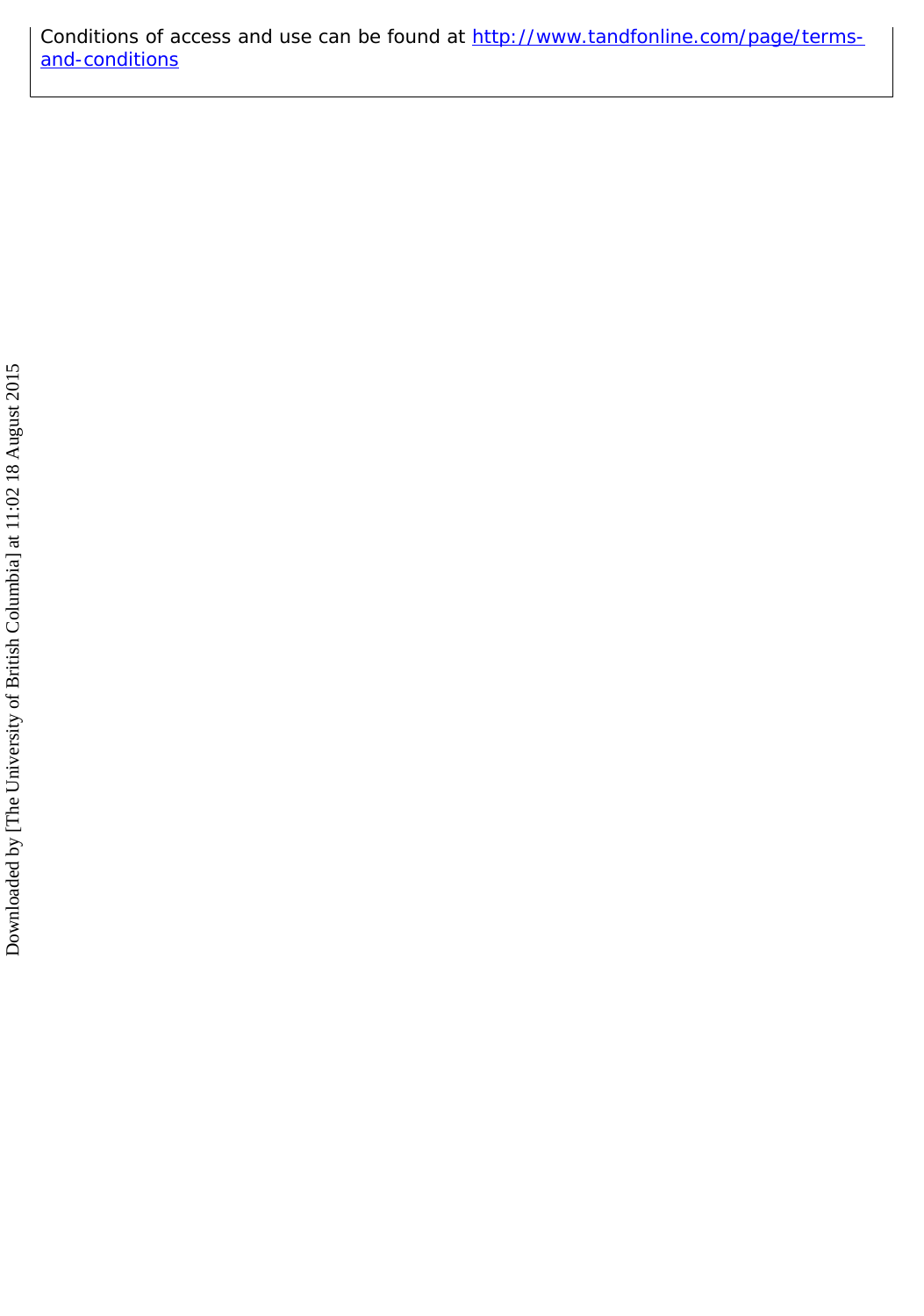Conditions of access and use can be found at [http://www.tandfonline.com/page/terms-and-conditions](http://www.tandfonline.com/page/terms-and-conditions)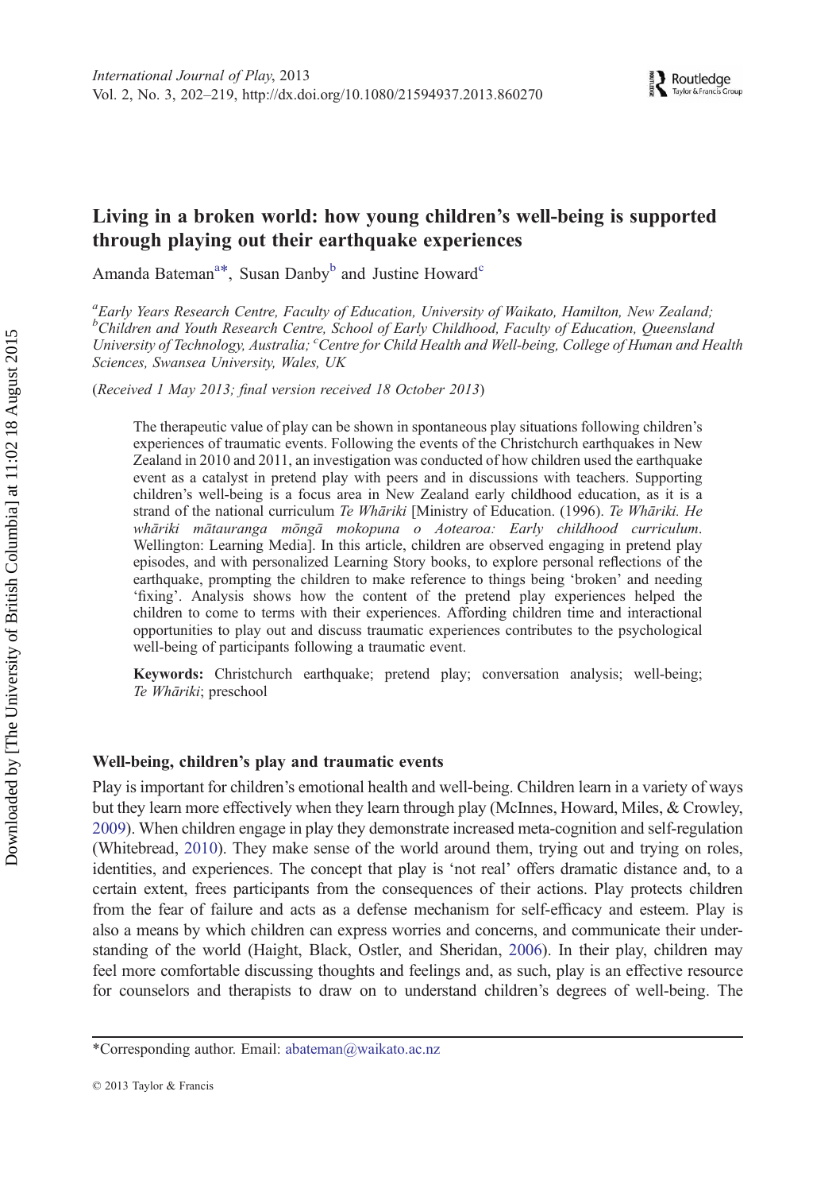# Living in a broken world: how young children's well-being is supported through playing out their earthquake experiences

Amanda Bateman[a*], Susan Danby[b] and Justine Howard[c]

[a]*Early Years Research Centre, Faculty of Education, University of Waikato, Hamilton, New Zealand;* [b]*Children and Youth Research Centre, School of Early Childhood, Faculty of Education, Queensland University of Technology, Australia;* [c]*Centre for Child Health and Well-being, College of Human and Health Sciences, Swansea University, Wales, UK*

(*Received 1 May 2013; final version received 18 October 2013*)

> The therapeutic value of play can be shown in spontaneous play situations following children's experiences of traumatic events. Following the events of the Christchurch earthquakes in New Zealand in 2010 and 2011, an investigation was conducted of how children used the earthquake event as a catalyst in pretend play with peers and in discussions with teachers. Supporting children's well-being is a focus area in New Zealand early childhood education, as it is a strand of the national curriculum *Te Whāriki* [Ministry of Education. (1996). *Te Whāriki. He whāriki mātauranga mōngā mokopuna o Aotearoa: Early childhood curriculum*. Wellington: Learning Media]. In this article, children are observed engaging in pretend play episodes, and with personalized Learning Story books, to explore personal reflections of the earthquake, prompting the children to make reference to things being 'broken' and needing 'fixing'. Analysis shows how the content of the pretend play experiences helped the children to come to terms with their experiences. Affording children time and interactional opportunities to play out and discuss traumatic experiences contributes to the psychological well-being of participants following a traumatic event.
>
> **Keywords:** Christchurch earthquake; pretend play; conversation analysis; well-being; *Te Whāriki*; preschool

## Well-being, children's play and traumatic events

Play is important for children's emotional health and well-being. Children learn in a variety of ways but they learn more effectively when they learn through play (McInnes, Howard, Miles, & Crowley, 2009). When children engage in play they demonstrate increased meta-cognition and self-regulation (Whitebread, 2010). They make sense of the world around them, trying out and trying on roles, identities, and experiences. The concept that play is 'not real' offers dramatic distance and, to a certain extent, frees participants from the consequences of their actions. Play protects children from the fear of failure and acts as a defense mechanism for self-efficacy and esteem. Play is also a means by which children can express worries and concerns, and communicate their understanding of the world (Haight, Black, Ostler, and Sheridan, 2006). In their play, children may feel more comfortable discussing thoughts and feelings and, as such, play is an effective resource for counselors and therapists to draw on to understand children's degrees of well-being. The

*Corresponding author. Email: abateman@waikato.ac.nz

© 2013 Taylor & Francis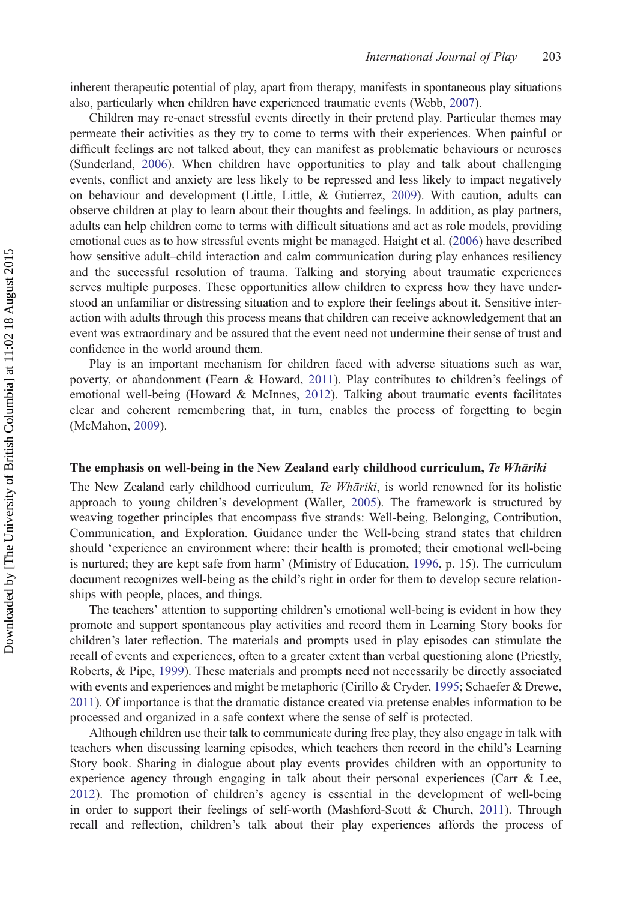inherent therapeutic potential of play, apart from therapy, manifests in spontaneous play situations also, particularly when children have experienced traumatic events (Webb, 2007).

Children may re-enact stressful events directly in their pretend play. Particular themes may permeate their activities as they try to come to terms with their experiences. When painful or difficult feelings are not talked about, they can manifest as problematic behaviours or neuroses (Sunderland, 2006). When children have opportunities to play and talk about challenging events, conflict and anxiety are less likely to be repressed and less likely to impact negatively on behaviour and development (Little, Little, & Gutierrez, 2009). With caution, adults can observe children at play to learn about their thoughts and feelings. In addition, as play partners, adults can help children come to terms with difficult situations and act as role models, providing emotional cues as to how stressful events might be managed. Haight et al. (2006) have described how sensitive adult–child interaction and calm communication during play enhances resiliency and the successful resolution of trauma. Talking and storying about traumatic experiences serves multiple purposes. These opportunities allow children to express how they have understood an unfamiliar or distressing situation and to explore their feelings about it. Sensitive interaction with adults through this process means that children can receive acknowledgement that an event was extraordinary and be assured that the event need not undermine their sense of trust and confidence in the world around them.

Play is an important mechanism for children faced with adverse situations such as war, poverty, or abandonment (Fearn & Howard, 2011). Play contributes to children's feelings of emotional well-being (Howard & McInnes, 2012). Talking about traumatic events facilitates clear and coherent remembering that, in turn, enables the process of forgetting to begin (McMahon, 2009).

## The emphasis on well-being in the New Zealand early childhood curriculum, *Te Whāriki*

The New Zealand early childhood curriculum, *Te Whāriki*, is world renowned for its holistic approach to young children's development (Waller, 2005). The framework is structured by weaving together principles that encompass five strands: Well-being, Belonging, Contribution, Communication, and Exploration. Guidance under the Well-being strand states that children should 'experience an environment where: their health is promoted; their emotional well-being is nurtured; they are kept safe from harm' (Ministry of Education, 1996, p. 15). The curriculum document recognizes well-being as the child's right in order for them to develop secure relationships with people, places, and things.

The teachers' attention to supporting children's emotional well-being is evident in how they promote and support spontaneous play activities and record them in Learning Story books for children's later reflection. The materials and prompts used in play episodes can stimulate the recall of events and experiences, often to a greater extent than verbal questioning alone (Priestly, Roberts, & Pipe, 1999). These materials and prompts need not necessarily be directly associated with events and experiences and might be metaphoric (Cirillo & Cryder, 1995; Schaefer & Drewe, 2011). Of importance is that the dramatic distance created via pretense enables information to be processed and organized in a safe context where the sense of self is protected.

Although children use their talk to communicate during free play, they also engage in talk with teachers when discussing learning episodes, which teachers then record in the child's Learning Story book. Sharing in dialogue about play events provides children with an opportunity to experience agency through engaging in talk about their personal experiences (Carr & Lee, 2012). The promotion of children's agency is essential in the development of well-being in order to support their feelings of self-worth (Mashford-Scott & Church, 2011). Through recall and reflection, children's talk about their play experiences affords the process of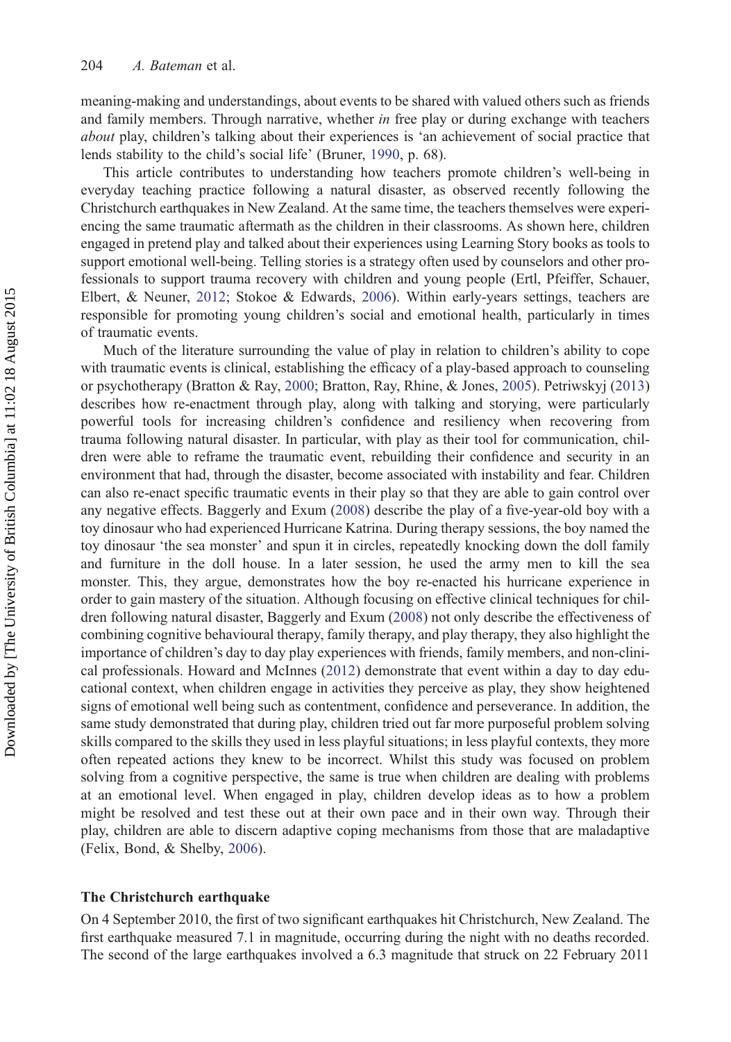meaning-making and understandings, about events to be shared with valued others such as friends and family members. Through narrative, whether *in* free play or during exchange with teachers *about* play, children's talking about their experiences is 'an achievement of social practice that lends stability to the child's social life' (Bruner, 1990, p. 68).

This article contributes to understanding how teachers promote children's well-being in everyday teaching practice following a natural disaster, as observed recently following the Christchurch earthquakes in New Zealand. At the same time, the teachers themselves were experiencing the same traumatic aftermath as the children in their classrooms. As shown here, children engaged in pretend play and talked about their experiences using Learning Story books as tools to support emotional well-being. Telling stories is a strategy often used by counselors and other professionals to support trauma recovery with children and young people (Ertl, Pfeiffer, Schauer, Elbert, & Neuner, 2012; Stokoe & Edwards, 2006). Within early-years settings, teachers are responsible for promoting young children's social and emotional health, particularly in times of traumatic events.

Much of the literature surrounding the value of play in relation to children's ability to cope with traumatic events is clinical, establishing the efficacy of a play-based approach to counseling or psychotherapy (Bratton & Ray, 2000; Bratton, Ray, Rhine, & Jones, 2005). Petriwskyj (2013) describes how re-enactment through play, along with talking and storying, were particularly powerful tools for increasing children's confidence and resiliency when recovering from trauma following natural disaster. In particular, with play as their tool for communication, children were able to reframe the traumatic event, rebuilding their confidence and security in an environment that had, through the disaster, become associated with instability and fear. Children can also re-enact specific traumatic events in their play so that they are able to gain control over any negative effects. Baggerly and Exum (2008) describe the play of a five-year-old boy with a toy dinosaur who had experienced Hurricane Katrina. During therapy sessions, the boy named the toy dinosaur 'the sea monster' and spun it in circles, repeatedly knocking down the doll family and furniture in the doll house. In a later session, he used the army men to kill the sea monster. This, they argue, demonstrates how the boy re-enacted his hurricane experience in order to gain mastery of the situation. Although focusing on effective clinical techniques for children following natural disaster, Baggerly and Exum (2008) not only describe the effectiveness of combining cognitive behavioural therapy, family therapy, and play therapy, they also highlight the importance of children's day to day play experiences with friends, family members, and non-clinical professionals. Howard and McInnes (2012) demonstrate that event within a day to day educational context, when children engage in activities they perceive as play, they show heightened signs of emotional well being such as contentment, confidence and perseverance. In addition, the same study demonstrated that during play, children tried out far more purposeful problem solving skills compared to the skills they used in less playful situations; in less playful contexts, they more often repeated actions they knew to be incorrect. Whilst this study was focused on problem solving from a cognitive perspective, the same is true when children are dealing with problems at an emotional level. When engaged in play, children develop ideas as to how a problem might be resolved and test these out at their own pace and in their own way. Through their play, children are able to discern adaptive coping mechanisms from those that are maladaptive (Felix, Bond, & Shelby, 2006).

## The Christchurch earthquake

On 4 September 2010, the first of two significant earthquakes hit Christchurch, New Zealand. The first earthquake measured 7.1 in magnitude, occurring during the night with no deaths recorded. The second of the large earthquakes involved a 6.3 magnitude that struck on 22 February 2011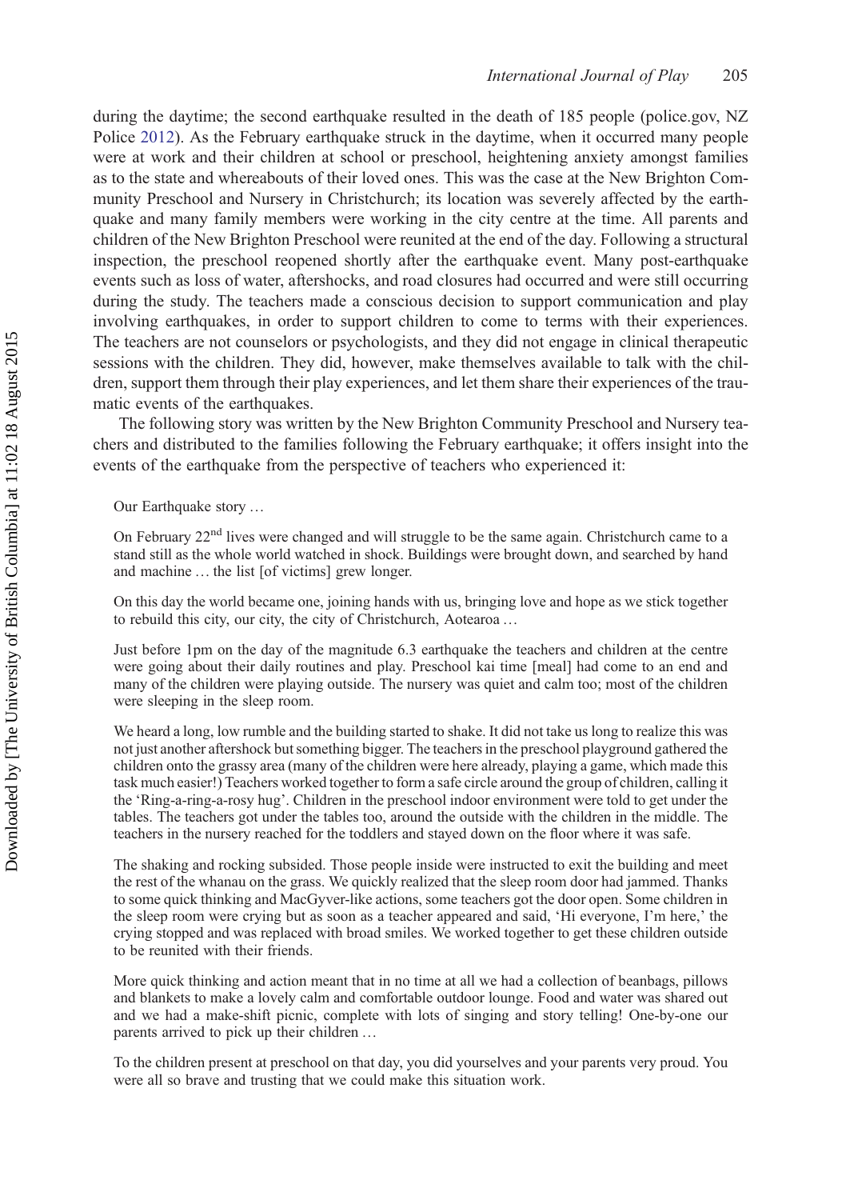during the daytime; the second earthquake resulted in the death of 185 people (police.gov, NZ Police 2012). As the February earthquake struck in the daytime, when it occurred many people were at work and their children at school or preschool, heightening anxiety amongst families as to the state and whereabouts of their loved ones. This was the case at the New Brighton Community Preschool and Nursery in Christchurch; its location was severely affected by the earthquake and many family members were working in the city centre at the time. All parents and children of the New Brighton Preschool were reunited at the end of the day. Following a structural inspection, the preschool reopened shortly after the earthquake event. Many post-earthquake events such as loss of water, aftershocks, and road closures had occurred and were still occurring during the study. The teachers made a conscious decision to support communication and play involving earthquakes, in order to support children to come to terms with their experiences. The teachers are not counselors or psychologists, and they did not engage in clinical therapeutic sessions with the children. They did, however, make themselves available to talk with the children, support them through their play experiences, and let them share their experiences of the traumatic events of the earthquakes.

The following story was written by the New Brighton Community Preschool and Nursery teachers and distributed to the families following the February earthquake; it offers insight into the events of the earthquake from the perspective of teachers who experienced it:

> Our Earthquake story …
>
> On February 22nd lives were changed and will struggle to be the same again. Christchurch came to a stand still as the whole world watched in shock. Buildings were brought down, and searched by hand and machine … the list [of victims] grew longer.
>
> On this day the world became one, joining hands with us, bringing love and hope as we stick together to rebuild this city, our city, the city of Christchurch, Aotearoa …
>
> Just before 1pm on the day of the magnitude 6.3 earthquake the teachers and children at the centre were going about their daily routines and play. Preschool kai time [meal] had come to an end and many of the children were playing outside. The nursery was quiet and calm too; most of the children were sleeping in the sleep room.
>
> We heard a long, low rumble and the building started to shake. It did not take us long to realize this was not just another aftershock but something bigger. The teachers in the preschool playground gathered the children onto the grassy area (many of the children were here already, playing a game, which made this task much easier!) Teachers worked together to form a safe circle around the group of children, calling it the 'Ring-a-ring-a-rosy hug'. Children in the preschool indoor environment were told to get under the tables. The teachers got under the tables too, around the outside with the children in the middle. The teachers in the nursery reached for the toddlers and stayed down on the floor where it was safe.
>
> The shaking and rocking subsided. Those people inside were instructed to exit the building and meet the rest of the whanau on the grass. We quickly realized that the sleep room door had jammed. Thanks to some quick thinking and MacGyver-like actions, some teachers got the door open. Some children in the sleep room were crying but as soon as a teacher appeared and said, 'Hi everyone, I'm here,' the crying stopped and was replaced with broad smiles. We worked together to get these children outside to be reunited with their friends.
>
> More quick thinking and action meant that in no time at all we had a collection of beanbags, pillows and blankets to make a lovely calm and comfortable outdoor lounge. Food and water was shared out and we had a make-shift picnic, complete with lots of singing and story telling! One-by-one our parents arrived to pick up their children …
>
> To the children present at preschool on that day, you did yourselves and your parents very proud. You were all so brave and trusting that we could make this situation work.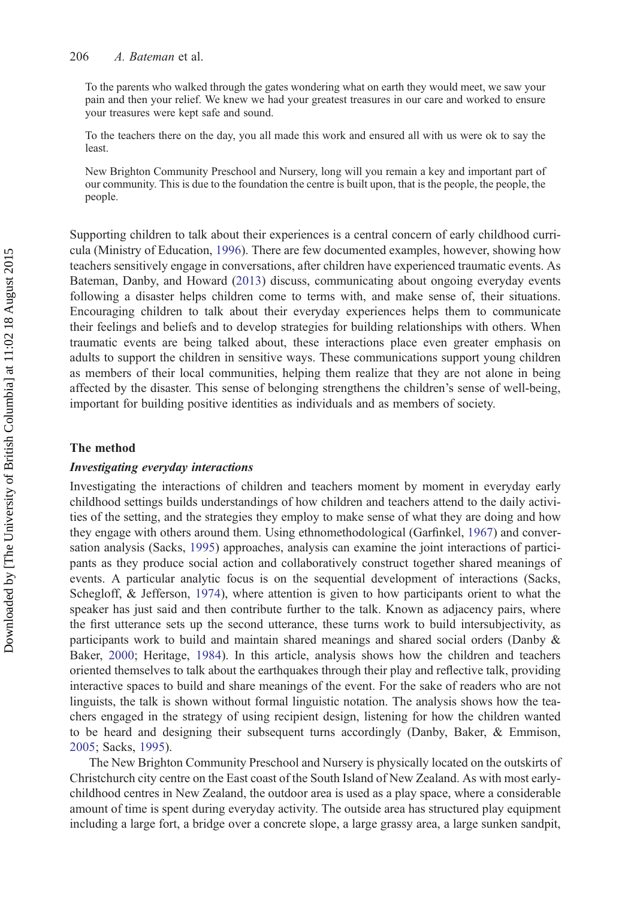To the parents who walked through the gates wondering what on earth they would meet, we saw your pain and then your relief. We knew we had your greatest treasures in our care and worked to ensure your treasures were kept safe and sound.

To the teachers there on the day, you all made this work and ensured all with us were ok to say the least.

New Brighton Community Preschool and Nursery, long will you remain a key and important part of our community. This is due to the foundation the centre is built upon, that is the people, the people, the people.

Supporting children to talk about their experiences is a central concern of early childhood curricula (Ministry of Education, 1996). There are few documented examples, however, showing how teachers sensitively engage in conversations, after children have experienced traumatic events. As Bateman, Danby, and Howard (2013) discuss, communicating about ongoing everyday events following a disaster helps children come to terms with, and make sense of, their situations. Encouraging children to talk about their everyday experiences helps them to communicate their feelings and beliefs and to develop strategies for building relationships with others. When traumatic events are being talked about, these interactions place even greater emphasis on adults to support the children in sensitive ways. These communications support young children as members of their local communities, helping them realize that they are not alone in being affected by the disaster. This sense of belonging strengthens the children's sense of well-being, important for building positive identities as individuals and as members of society.

## The method

### *Investigating everyday interactions*

Investigating the interactions of children and teachers moment by moment in everyday early childhood settings builds understandings of how children and teachers attend to the daily activities of the setting, and the strategies they employ to make sense of what they are doing and how they engage with others around them. Using ethnomethodological (Garfinkel, 1967) and conversation analysis (Sacks, 1995) approaches, analysis can examine the joint interactions of participants as they produce social action and collaboratively construct together shared meanings of events. A particular analytic focus is on the sequential development of interactions (Sacks, Schegloff, & Jefferson, 1974), where attention is given to how participants orient to what the speaker has just said and then contribute further to the talk. Known as adjacency pairs, where the first utterance sets up the second utterance, these turns work to build intersubjectivity, as participants work to build and maintain shared meanings and shared social orders (Danby & Baker, 2000; Heritage, 1984). In this article, analysis shows how the children and teachers oriented themselves to talk about the earthquakes through their play and reflective talk, providing interactive spaces to build and share meanings of the event. For the sake of readers who are not linguists, the talk is shown without formal linguistic notation. The analysis shows how the teachers engaged in the strategy of using recipient design, listening for how the children wanted to be heard and designing their subsequent turns accordingly (Danby, Baker, & Emmison, 2005; Sacks, 1995).

The New Brighton Community Preschool and Nursery is physically located on the outskirts of Christchurch city centre on the East coast of the South Island of New Zealand. As with most early-childhood centres in New Zealand, the outdoor area is used as a play space, where a considerable amount of time is spent during everyday activity. The outside area has structured play equipment including a large fort, a bridge over a concrete slope, a large grassy area, a large sunken sandpit,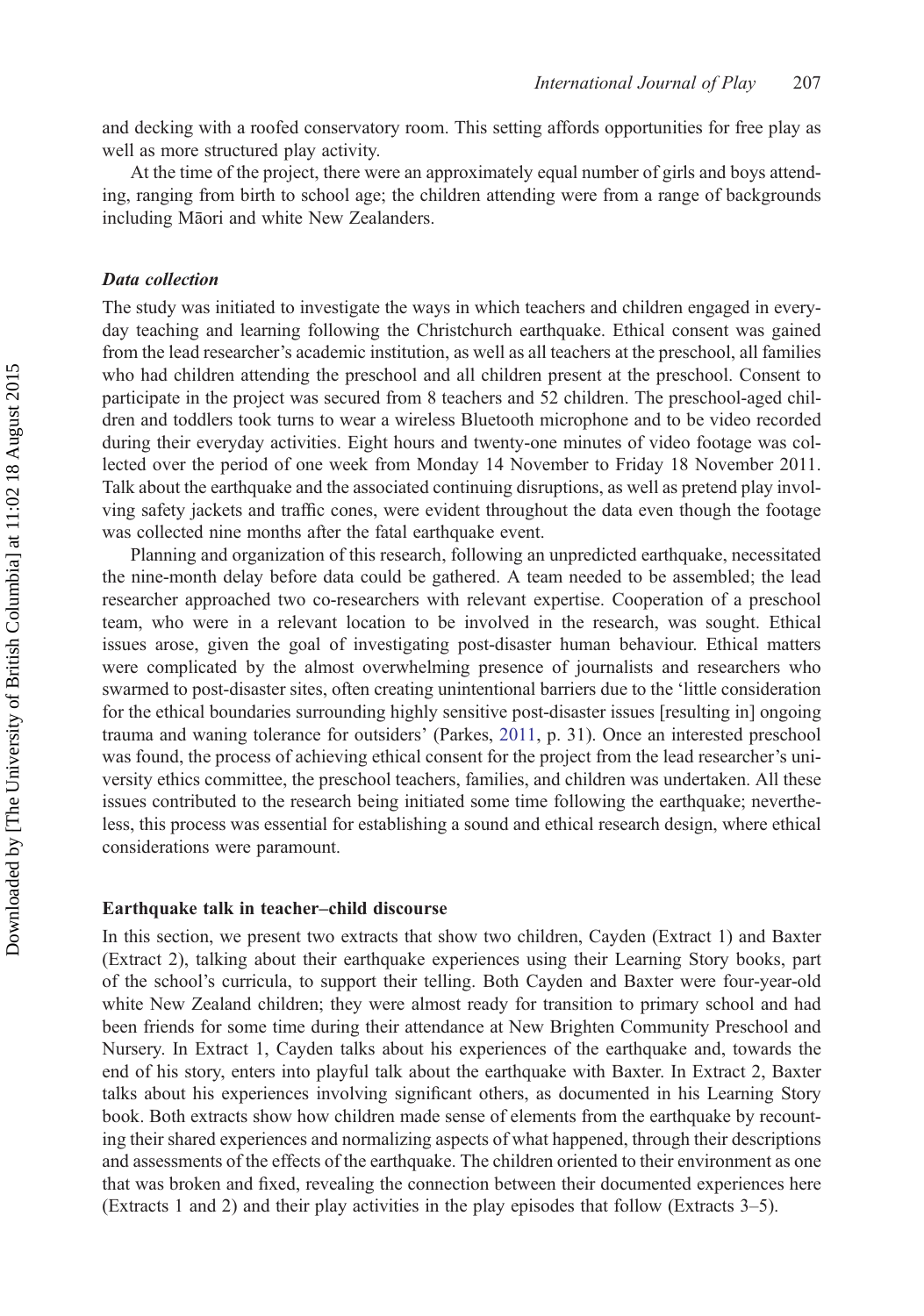and decking with a roofed conservatory room. This setting affords opportunities for free play as well as more structured play activity.

At the time of the project, there were an approximately equal number of girls and boys attending, ranging from birth to school age; the children attending were from a range of backgrounds including Māori and white New Zealanders.

### *Data collection*

The study was initiated to investigate the ways in which teachers and children engaged in everyday teaching and learning following the Christchurch earthquake. Ethical consent was gained from the lead researcher's academic institution, as well as all teachers at the preschool, all families who had children attending the preschool and all children present at the preschool. Consent to participate in the project was secured from 8 teachers and 52 children. The preschool-aged children and toddlers took turns to wear a wireless Bluetooth microphone and to be video recorded during their everyday activities. Eight hours and twenty-one minutes of video footage was collected over the period of one week from Monday 14 November to Friday 18 November 2011. Talk about the earthquake and the associated continuing disruptions, as well as pretend play involving safety jackets and traffic cones, were evident throughout the data even though the footage was collected nine months after the fatal earthquake event.

Planning and organization of this research, following an unpredicted earthquake, necessitated the nine-month delay before data could be gathered. A team needed to be assembled; the lead researcher approached two co-researchers with relevant expertise. Cooperation of a preschool team, who were in a relevant location to be involved in the research, was sought. Ethical issues arose, given the goal of investigating post-disaster human behaviour. Ethical matters were complicated by the almost overwhelming presence of journalists and researchers who swarmed to post-disaster sites, often creating unintentional barriers due to the 'little consideration for the ethical boundaries surrounding highly sensitive post-disaster issues [resulting in] ongoing trauma and waning tolerance for outsiders' (Parkes, 2011, p. 31). Once an interested preschool was found, the process of achieving ethical consent for the project from the lead researcher's university ethics committee, the preschool teachers, families, and children was undertaken. All these issues contributed to the research being initiated some time following the earthquake; nevertheless, this process was essential for establishing a sound and ethical research design, where ethical considerations were paramount.

## Earthquake talk in teacher–child discourse

In this section, we present two extracts that show two children, Cayden (Extract 1) and Baxter (Extract 2), talking about their earthquake experiences using their Learning Story books, part of the school's curricula, to support their telling. Both Cayden and Baxter were four-year-old white New Zealand children; they were almost ready for transition to primary school and had been friends for some time during their attendance at New Brighten Community Preschool and Nursery. In Extract 1, Cayden talks about his experiences of the earthquake and, towards the end of his story, enters into playful talk about the earthquake with Baxter. In Extract 2, Baxter talks about his experiences involving significant others, as documented in his Learning Story book. Both extracts show how children made sense of elements from the earthquake by recounting their shared experiences and normalizing aspects of what happened, through their descriptions and assessments of the effects of the earthquake. The children oriented to their environment as one that was broken and fixed, revealing the connection between their documented experiences here (Extracts 1 and 2) and their play activities in the play episodes that follow (Extracts 3–5).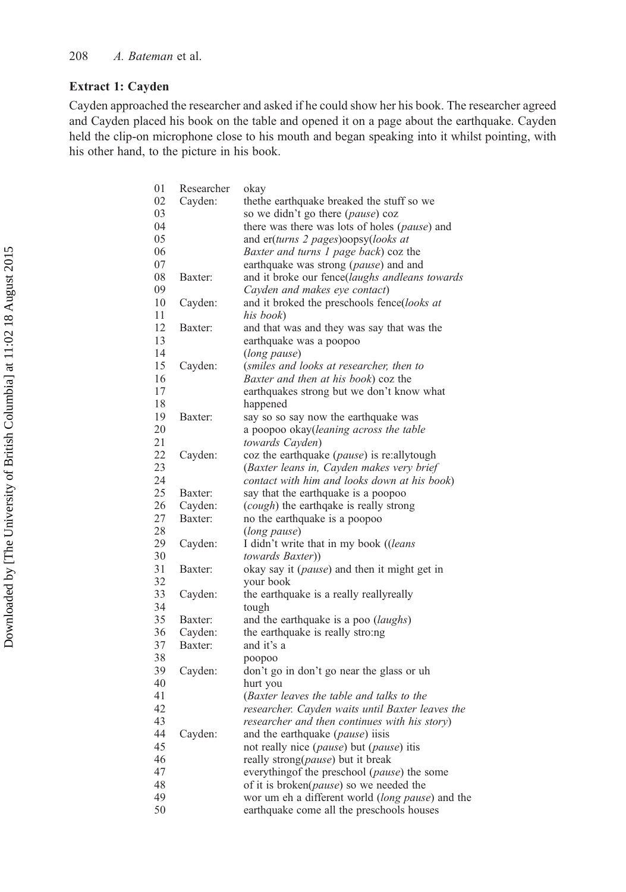### Extract 1: Cayden

Cayden approached the researcher and asked if he could show her his book. The researcher agreed and Cayden placed his book on the table and opened it on a page about the earthquake. Cayden held the clip-on microphone close to his mouth and began speaking into it whilst pointing, with his other hand, to the picture in his book.

```
01  Researcher  okay
02  Cayden:     thethe earthquake breaked the stuff so we
03              so we didn't go there (pause) coz
04              there was there was lots of holes (pause) and
05              and er(turns 2 pages)oopsy(looks at
06              Baxter and turns 1 page back) coz the
07              earthquake was strong (pause) and and
08  Baxter:     and it broke our fence(laughs andleans towards
09              Cayden and makes eye contact)
10  Cayden:     and it broked the preschools fence(looks at
11              his book)
12  Baxter:     and that was and they was say that was the
13              earthquake was a poopoo
14              (long pause)
15  Cayden:     (smiles and looks at researcher, then to
16              Baxter and then at his book) coz the
17              earthquakes strong but we don't know what
18              happened
19  Baxter:     say so so say now the earthquake was
20              a poopoo okay(leaning across the table
21              towards Cayden)
22  Cayden:     coz the earthquake (pause) is re:allytough
23              (Baxter leans in, Cayden makes very brief
24              contact with him and looks down at his book)
25  Baxter:     say that the earthquake is a poopoo
26  Cayden:     (cough) the earthqake is really strong
27  Baxter:     no the earthquake is a poopoo
28              (long pause)
29  Cayden:     I didn't write that in my book ((leans
30              towards Baxter))
31  Baxter:     okay say it (pause) and then it might get in
32              your book
33  Cayden:     the earthquake is a really reallyreally
34              tough
35  Baxter:     and the earthquake is a poo (laughs)
36  Cayden:     the earthquake is really stro:ng
37  Baxter:     and it's a
38              poopoo
39  Cayden:     don't go in don't go near the glass or uh
40              hurt you
41              (Baxter leaves the table and talks to the
42              researcher. Cayden waits until Baxter leaves the
43              researcher and then continues with his story)
44  Cayden:     and the earthquake (pause) iisis
45              not really nice (pause) but (pause) itis
46              really strong(pause) but it break
47              everythingof the preschool (pause) the some
48              of it is broken(pause) so we needed the
49              wor um eh a different world (long pause) and the
50              earthquake come all the preschools houses
```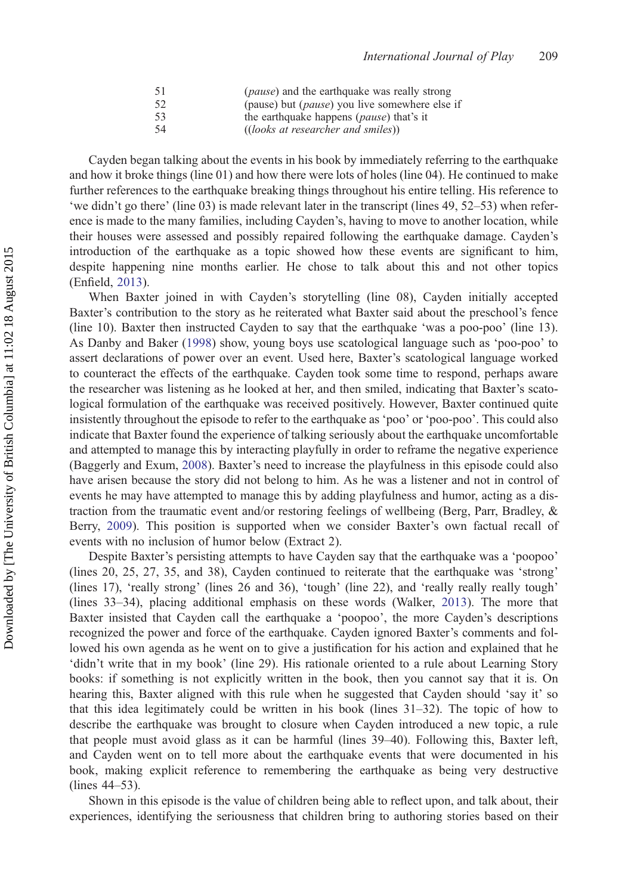| | |
|---|---|
| 51 | (*pause*) and the earthquake was really strong |
| 52 | (pause) but (*pause*) you live somewhere else if |
| 53 | the earthquake happens (*pause*) that's it |
| 54 | ((*looks at researcher and smiles*)) |

Cayden began talking about the events in his book by immediately referring to the earthquake and how it broke things (line 01) and how there were lots of holes (line 04). He continued to make further references to the earthquake breaking things throughout his entire telling. His reference to 'we didn't go there' (line 03) is made relevant later in the transcript (lines 49, 52–53) when reference is made to the many families, including Cayden's, having to move to another location, while their houses were assessed and possibly repaired following the earthquake damage. Cayden's introduction of the earthquake as a topic showed how these events are significant to him, despite happening nine months earlier. He chose to talk about this and not other topics (Enfield, 2013).

When Baxter joined in with Cayden's storytelling (line 08), Cayden initially accepted Baxter's contribution to the story as he reiterated what Baxter said about the preschool's fence (line 10). Baxter then instructed Cayden to say that the earthquake 'was a poo-poo' (line 13). As Danby and Baker (1998) show, young boys use scatological language such as 'poo-poo' to assert declarations of power over an event. Used here, Baxter's scatological language worked to counteract the effects of the earthquake. Cayden took some time to respond, perhaps aware the researcher was listening as he looked at her, and then smiled, indicating that Baxter's scatological formulation of the earthquake was received positively. However, Baxter continued quite insistently throughout the episode to refer to the earthquake as 'poo' or 'poo-poo'. This could also indicate that Baxter found the experience of talking seriously about the earthquake uncomfortable and attempted to manage this by interacting playfully in order to reframe the negative experience (Baggerly and Exum, 2008). Baxter's need to increase the playfulness in this episode could also have arisen because the story did not belong to him. As he was a listener and not in control of events he may have attempted to manage this by adding playfulness and humor, acting as a distraction from the traumatic event and/or restoring feelings of wellbeing (Berg, Parr, Bradley, & Berry, 2009). This position is supported when we consider Baxter's own factual recall of events with no inclusion of humor below (Extract 2).

Despite Baxter's persisting attempts to have Cayden say that the earthquake was a 'poopoo' (lines 20, 25, 27, 35, and 38), Cayden continued to reiterate that the earthquake was 'strong' (lines 17), 'really strong' (lines 26 and 36), 'tough' (line 22), and 'really really really tough' (lines 33–34), placing additional emphasis on these words (Walker, 2013). The more that Baxter insisted that Cayden call the earthquake a 'poopoo', the more Cayden's descriptions recognized the power and force of the earthquake. Cayden ignored Baxter's comments and followed his own agenda as he went on to give a justification for his action and explained that he 'didn't write that in my book' (line 29). His rationale oriented to a rule about Learning Story books: if something is not explicitly written in the book, then you cannot say that it is. On hearing this, Baxter aligned with this rule when he suggested that Cayden should 'say it' so that this idea legitimately could be written in his book (lines 31–32). The topic of how to describe the earthquake was brought to closure when Cayden introduced a new topic, a rule that people must avoid glass as it can be harmful (lines 39–40). Following this, Baxter left, and Cayden went on to tell more about the earthquake events that were documented in his book, making explicit reference to remembering the earthquake as being very destructive (lines 44–53).

Shown in this episode is the value of children being able to reflect upon, and talk about, their experiences, identifying the seriousness that children bring to authoring stories based on their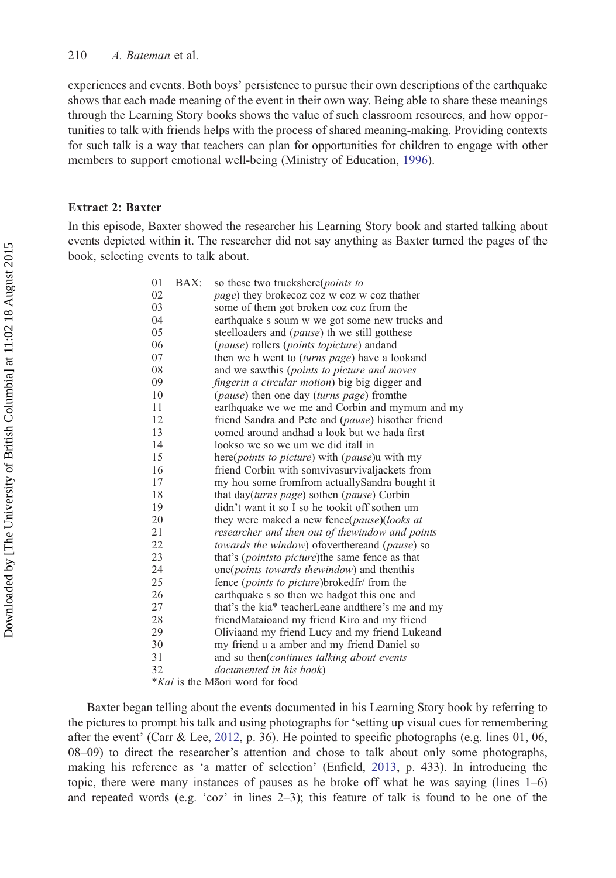experiences and events. Both boys' persistence to pursue their own descriptions of the earthquake shows that each made meaning of the event in their own way. Being able to share these meanings through the Learning Story books shows the value of such classroom resources, and how opportunities to talk with friends helps with the process of shared meaning-making. Providing contexts for such talk is a way that teachers can plan for opportunities for children to engage with other members to support emotional well-being (Ministry of Education, 1996).

### Extract 2: Baxter

In this episode, Baxter showed the researcher his Learning Story book and started talking about events depicted within it. The researcher did not say anything as Baxter turned the pages of the book, selecting events to talk about.

```
01  BAX:  so these two truckshere(points to
02        page) they brokecoz coz w coz w coz thather
03        some of them got broken coz coz from the
04        earthquake s soum w we got some new trucks and
05        steelloaders and (pause) th we still gotthese
06        (pause) rollers (points topicture) andand
07        then we h went to (turns page) have a lookand
08        and we sawthis (points to picture and moves
09        fingerin a circular motion) big big digger and
10        (pause) then one day (turns page) fromthe
11        earthquake we we me and Corbin and mymum and my
12        friend Sandra and Pete and (pause) hisother friend
13        comed around andhad a look but we hada first
14        lookso we so we um we did itall in
15        here(points to picture) with (pause)u with my
16        friend Corbin with somvivasurvivaljackets from
17        my hou some fromfrom actuallySandra bought it
18        that day(turns page) sothen (pause) Corbin
19        didn't want it so I so he tookit off sothen um
20        they were maked a new fence(pause)(looks at
21        researcher and then out of thewindow and points
22        towards the window) ofoverthereand (pause) so
23        that's (pointsto picture)the same fence as that
24        one(points towards thewindow) and thenthis
25        fence (points to picture)brokedfr/ from the
26        earthquake s so then we hadgot this one and
27        that's the kia* teacherLeane andthere's me and my
28        friendMataioand my friend Kiro and my friend
29        Oliviaand my friend Lucy and my friend Lukeand
30        my friend u a amber and my friend Daniel so
31        and so then(continues talking about events
32        documented in his book)
```

**Kai* is the Māori word for food

Baxter began telling about the events documented in his Learning Story book by referring to the pictures to prompt his talk and using photographs for 'setting up visual cues for remembering after the event' (Carr & Lee, 2012, p. 36). He pointed to specific photographs (e.g. lines 01, 06, 08–09) to direct the researcher's attention and chose to talk about only some photographs, making his reference as 'a matter of selection' (Enfield, 2013, p. 433). In introducing the topic, there were many instances of pauses as he broke off what he was saying (lines 1–6) and repeated words (e.g. 'coz' in lines 2–3); this feature of talk is found to be one of the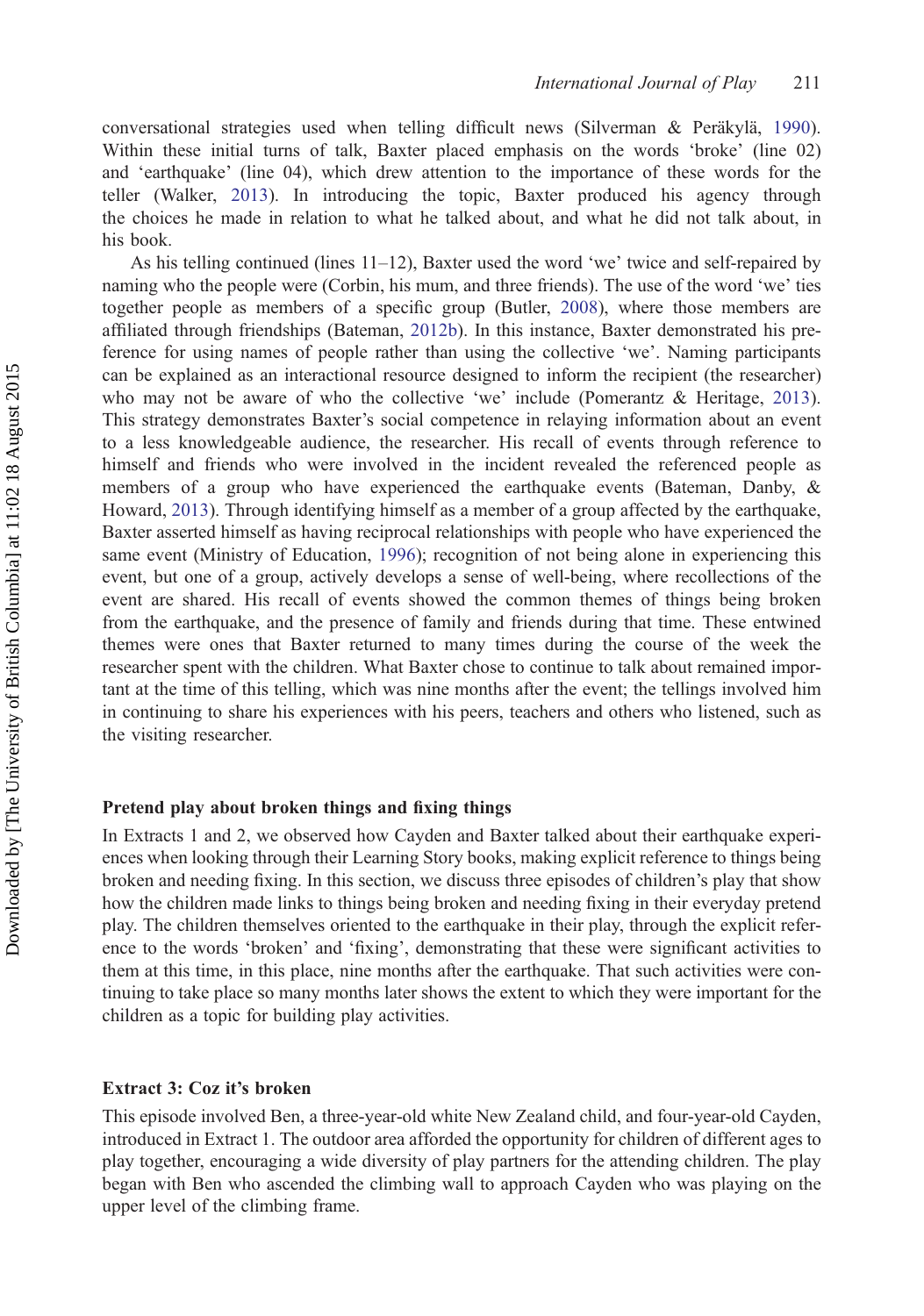conversational strategies used when telling difficult news (Silverman & Peräkylä, 1990). Within these initial turns of talk, Baxter placed emphasis on the words 'broke' (line 02) and 'earthquake' (line 04), which drew attention to the importance of these words for the teller (Walker, 2013). In introducing the topic, Baxter produced his agency through the choices he made in relation to what he talked about, and what he did not talk about, in his book.

As his telling continued (lines 11–12), Baxter used the word 'we' twice and self-repaired by naming who the people were (Corbin, his mum, and three friends). The use of the word 'we' ties together people as members of a specific group (Butler, 2008), where those members are affiliated through friendships (Bateman, 2012b). In this instance, Baxter demonstrated his preference for using names of people rather than using the collective 'we'. Naming participants can be explained as an interactional resource designed to inform the recipient (the researcher) who may not be aware of who the collective 'we' include (Pomerantz & Heritage, 2013). This strategy demonstrates Baxter's social competence in relaying information about an event to a less knowledgeable audience, the researcher. His recall of events through reference to himself and friends who were involved in the incident revealed the referenced people as members of a group who have experienced the earthquake events (Bateman, Danby, & Howard, 2013). Through identifying himself as a member of a group affected by the earthquake, Baxter asserted himself as having reciprocal relationships with people who have experienced the same event (Ministry of Education, 1996); recognition of not being alone in experiencing this event, but one of a group, actively develops a sense of well-being, where recollections of the event are shared. His recall of events showed the common themes of things being broken from the earthquake, and the presence of family and friends during that time. These entwined themes were ones that Baxter returned to many times during the course of the week the researcher spent with the children. What Baxter chose to continue to talk about remained important at the time of this telling, which was nine months after the event; the tellings involved him in continuing to share his experiences with his peers, teachers and others who listened, such as the visiting researcher.

### Pretend play about broken things and fixing things

In Extracts 1 and 2, we observed how Cayden and Baxter talked about their earthquake experiences when looking through their Learning Story books, making explicit reference to things being broken and needing fixing. In this section, we discuss three episodes of children's play that show how the children made links to things being broken and needing fixing in their everyday pretend play. The children themselves oriented to the earthquake in their play, through the explicit reference to the words 'broken' and 'fixing', demonstrating that these were significant activities to them at this time, in this place, nine months after the earthquake. That such activities were continuing to take place so many months later shows the extent to which they were important for the children as a topic for building play activities.

### Extract 3: Coz it's broken

This episode involved Ben, a three-year-old white New Zealand child, and four-year-old Cayden, introduced in Extract 1. The outdoor area afforded the opportunity for children of different ages to play together, encouraging a wide diversity of play partners for the attending children. The play began with Ben who ascended the climbing wall to approach Cayden who was playing on the upper level of the climbing frame.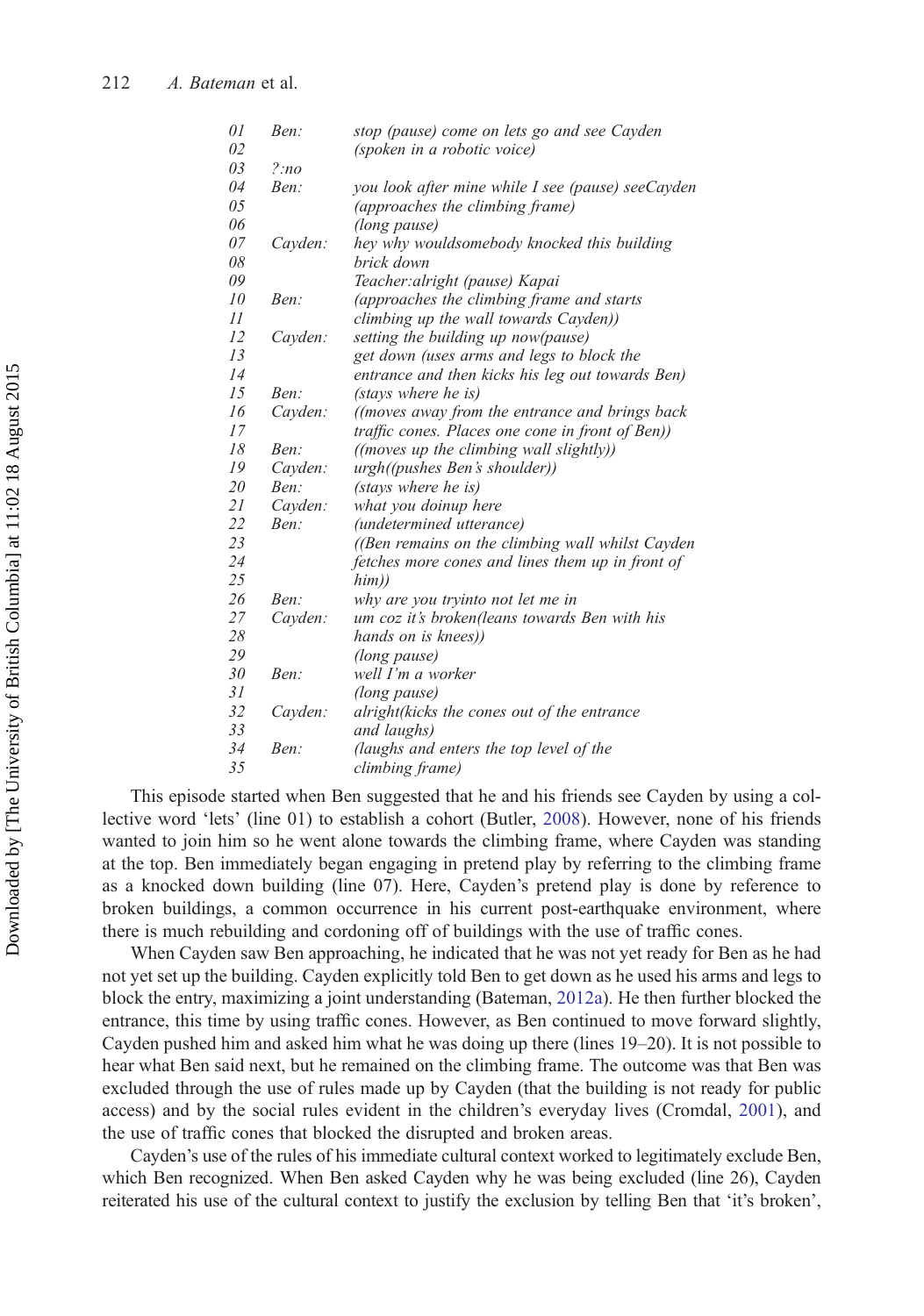| | | |
|---|---|---|
| *01* | *Ben:* | *stop (pause) come on lets go and see Cayden* |
| *02* | | *(spoken in a robotic voice)* |
| *03* | *?:no* | |
| *04* | *Ben:* | *you look after mine while I see (pause) seeCayden* |
| *05* | | *(approaches the climbing frame)* |
| *06* | | *(long pause)* |
| *07* | *Cayden:* | *hey why wouldsomebody knocked this building* |
| *08* | | *brick down* |
| *09* | | *Teacher:alright (pause) Kapai* |
| *10* | *Ben:* | *(approaches the climbing frame and starts* |
| *11* | | *climbing up the wall towards Cayden))* |
| *12* | *Cayden:* | *setting the building up now(pause)* |
| *13* | | *get down (uses arms and legs to block the* |
| *14* | | *entrance and then kicks his leg out towards Ben)* |
| *15* | *Ben:* | *(stays where he is)* |
| *16* | *Cayden:* | *((moves away from the entrance and brings back* |
| *17* | | *traffic cones. Places one cone in front of Ben))* |
| *18* | *Ben:* | *((moves up the climbing wall slightly))* |
| *19* | *Cayden:* | *urgh((pushes Ben's shoulder))* |
| *20* | *Ben:* | *(stays where he is)* |
| *21* | *Cayden:* | *what you doinup here* |
| *22* | *Ben:* | *(undetermined utterance)* |
| *23* | | *((Ben remains on the climbing wall whilst Cayden* |
| *24* | | *fetches more cones and lines them up in front of* |
| *25* | | *him))* |
| *26* | *Ben:* | *why are you tryinto not let me in* |
| *27* | *Cayden:* | *um coz it's broken(leans towards Ben with his* |
| *28* | | *hands on is knees))* |
| *29* | | *(long pause)* |
| *30* | *Ben:* | *well I'm a worker* |
| *31* | | *(long pause)* |
| *32* | *Cayden:* | *alright(kicks the cones out of the entrance* |
| *33* | | *and laughs)* |
| *34* | *Ben:* | *(laughs and enters the top level of the* |
| *35* | | *climbing frame)* |

This episode started when Ben suggested that he and his friends see Cayden by using a collective word 'lets' (line 01) to establish a cohort (Butler, 2008). However, none of his friends wanted to join him so he went alone towards the climbing frame, where Cayden was standing at the top. Ben immediately began engaging in pretend play by referring to the climbing frame as a knocked down building (line 07). Here, Cayden's pretend play is done by reference to broken buildings, a common occurrence in his current post-earthquake environment, where there is much rebuilding and cordoning off of buildings with the use of traffic cones.

When Cayden saw Ben approaching, he indicated that he was not yet ready for Ben as he had not yet set up the building. Cayden explicitly told Ben to get down as he used his arms and legs to block the entry, maximizing a joint understanding (Bateman, 2012a). He then further blocked the entrance, this time by using traffic cones. However, as Ben continued to move forward slightly, Cayden pushed him and asked him what he was doing up there (lines 19–20). It is not possible to hear what Ben said next, but he remained on the climbing frame. The outcome was that Ben was excluded through the use of rules made up by Cayden (that the building is not ready for public access) and by the social rules evident in the children's everyday lives (Cromdal, 2001), and the use of traffic cones that blocked the disrupted and broken areas.

Cayden's use of the rules of his immediate cultural context worked to legitimately exclude Ben, which Ben recognized. When Ben asked Cayden why he was being excluded (line 26), Cayden reiterated his use of the cultural context to justify the exclusion by telling Ben that 'it's broken',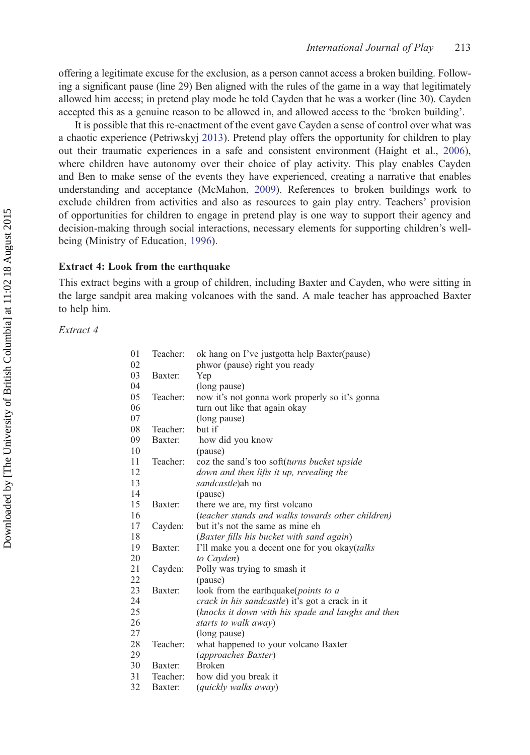offering a legitimate excuse for the exclusion, as a person cannot access a broken building. Following a significant pause (line 29) Ben aligned with the rules of the game in a way that legitimately allowed him access; in pretend play mode he told Cayden that he was a worker (line 30). Cayden accepted this as a genuine reason to be allowed in, and allowed access to the 'broken building'.

It is possible that this re-enactment of the event gave Cayden a sense of control over what was a chaotic experience (Petriwskyj 2013). Pretend play offers the opportunity for children to play out their traumatic experiences in a safe and consistent environment (Haight et al., 2006), where children have autonomy over their choice of play activity. This play enables Cayden and Ben to make sense of the events they have experienced, creating a narrative that enables understanding and acceptance (McMahon, 2009). References to broken buildings work to exclude children from activities and also as resources to gain play entry. Teachers' provision of opportunities for children to engage in pretend play is one way to support their agency and decision-making through social interactions, necessary elements for supporting children's well-being (Ministry of Education, 1996).

### Extract 4: Look from the earthquake

This extract begins with a group of children, including Baxter and Cayden, who were sitting in the large sandpit area making volcanoes with the sand. A male teacher has approached Baxter to help him.

*Extract 4*

| | | |
|---|---|---|
| 01 | Teacher: | ok hang on I've justgotta help Baxter(pause) |
| 02 | | phwor (pause) right you ready |
| 03 | Baxter: | Yep |
| 04 | | (long pause) |
| 05 | Teacher: | now it's not gonna work properly so it's gonna |
| 06 | | turn out like that again okay |
| 07 | | (long pause) |
| 08 | Teacher: | but if |
| 09 | Baxter: | how did you know |
| 10 | | (pause) |
| 11 | Teacher: | coz the sand's too soft(*turns bucket upside* |
| 12 | | *down and then lifts it up, revealing the* |
| 13 | | *sandcastle*)ah no |
| 14 | | (pause) |
| 15 | Baxter: | there we are, my first volcano |
| 16 | | (*teacher stands and walks towards other children)* |
| 17 | Cayden: | but it's not the same as mine eh |
| 18 | | (*Baxter fills his bucket with sand again*) |
| 19 | Baxter: | I'll make you a decent one for you okay(*talks* |
| 20 | | *to Cayden*) |
| 21 | Cayden: | Polly was trying to smash it |
| 22 | | (pause) |
| 23 | Baxter: | look from the earthquake(*points to a* |
| 24 | | *crack in his sandcastle*) it's got a crack in it |
| 25 | | (*knocks it down with his spade and laughs and then* |
| 26 | | *starts to walk away*) |
| 27 | | (long pause) |
| 28 | Teacher: | what happened to your volcano Baxter |
| 29 | | (*approaches Baxter*) |
| 30 | Baxter: | Broken |
| 31 | Teacher: | how did you break it |
| 32 | Baxter: | (*quickly walks away*) |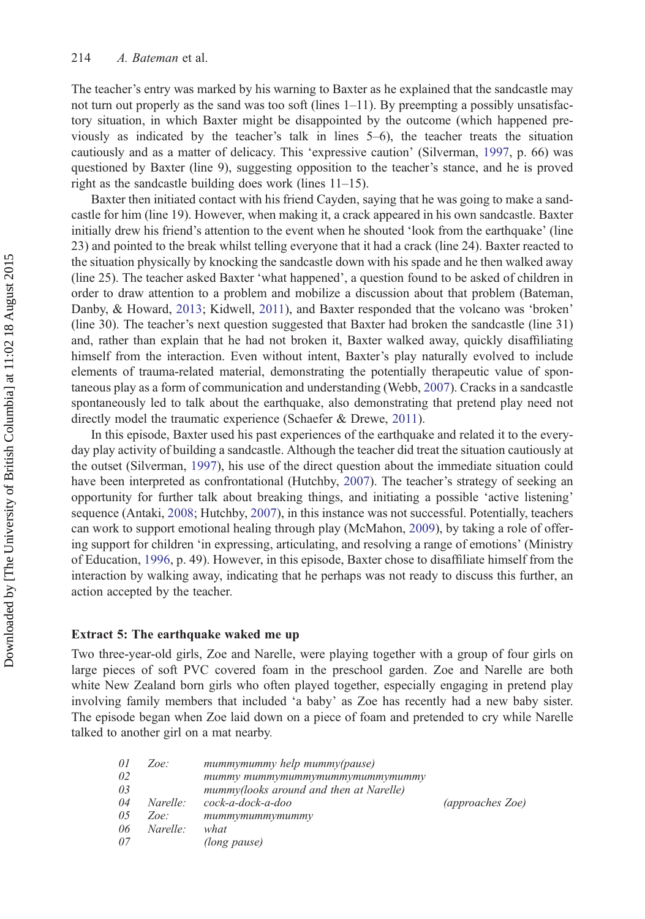The teacher's entry was marked by his warning to Baxter as he explained that the sandcastle may not turn out properly as the sand was too soft (lines 1–11). By preempting a possibly unsatisfactory situation, in which Baxter might be disappointed by the outcome (which happened previously as indicated by the teacher's talk in lines 5–6), the teacher treats the situation cautiously and as a matter of delicacy. This 'expressive caution' (Silverman, 1997, p. 66) was questioned by Baxter (line 9), suggesting opposition to the teacher's stance, and he is proved right as the sandcastle building does work (lines 11–15).

Baxter then initiated contact with his friend Cayden, saying that he was going to make a sandcastle for him (line 19). However, when making it, a crack appeared in his own sandcastle. Baxter initially drew his friend's attention to the event when he shouted 'look from the earthquake' (line 23) and pointed to the break whilst telling everyone that it had a crack (line 24). Baxter reacted to the situation physically by knocking the sandcastle down with his spade and he then walked away (line 25). The teacher asked Baxter 'what happened', a question found to be asked of children in order to draw attention to a problem and mobilize a discussion about that problem (Bateman, Danby, & Howard, 2013; Kidwell, 2011), and Baxter responded that the volcano was 'broken' (line 30). The teacher's next question suggested that Baxter had broken the sandcastle (line 31) and, rather than explain that he had not broken it, Baxter walked away, quickly disaffiliating himself from the interaction. Even without intent, Baxter's play naturally evolved to include elements of trauma-related material, demonstrating the potentially therapeutic value of spontaneous play as a form of communication and understanding (Webb, 2007). Cracks in a sandcastle spontaneously led to talk about the earthquake, also demonstrating that pretend play need not directly model the traumatic experience (Schaefer & Drewe, 2011).

In this episode, Baxter used his past experiences of the earthquake and related it to the everyday play activity of building a sandcastle. Although the teacher did treat the situation cautiously at the outset (Silverman, 1997), his use of the direct question about the immediate situation could have been interpreted as confrontational (Hutchby, 2007). The teacher's strategy of seeking an opportunity for further talk about breaking things, and initiating a possible 'active listening' sequence (Antaki, 2008; Hutchby, 2007), in this instance was not successful. Potentially, teachers can work to support emotional healing through play (McMahon, 2009), by taking a role of offering support for children 'in expressing, articulating, and resolving a range of emotions' (Ministry of Education, 1996, p. 49). However, in this episode, Baxter chose to disaffiliate himself from the interaction by walking away, indicating that he perhaps was not ready to discuss this further, an action accepted by the teacher.

### Extract 5: The earthquake waked me up

Two three-year-old girls, Zoe and Narelle, were playing together with a group of four girls on large pieces of soft PVC covered foam in the preschool garden. Zoe and Narelle are both white New Zealand born girls who often played together, especially engaging in pretend play involving family members that included 'a baby' as Zoe has recently had a new baby sister. The episode began when Zoe laid down on a piece of foam and pretended to cry while Narelle talked to another girl on a mat nearby.

| | | | |
|---|---|---|---|
| *01* | *Zoe:* | *mummymummy help mummy(pause)* | |
| *02* | | *mummy mummymummymummymummymummy* | |
| *03* | | *mummy(looks around and then at Narelle)* | |
| *04* | *Narelle:* | *cock-a-dock-a-doo* | *(approaches Zoe)* |
| *05* | *Zoe:* | *mummymummymummy* | |
| *06* | *Narelle:* | *what* | |
| *07* | | *(long pause)* | |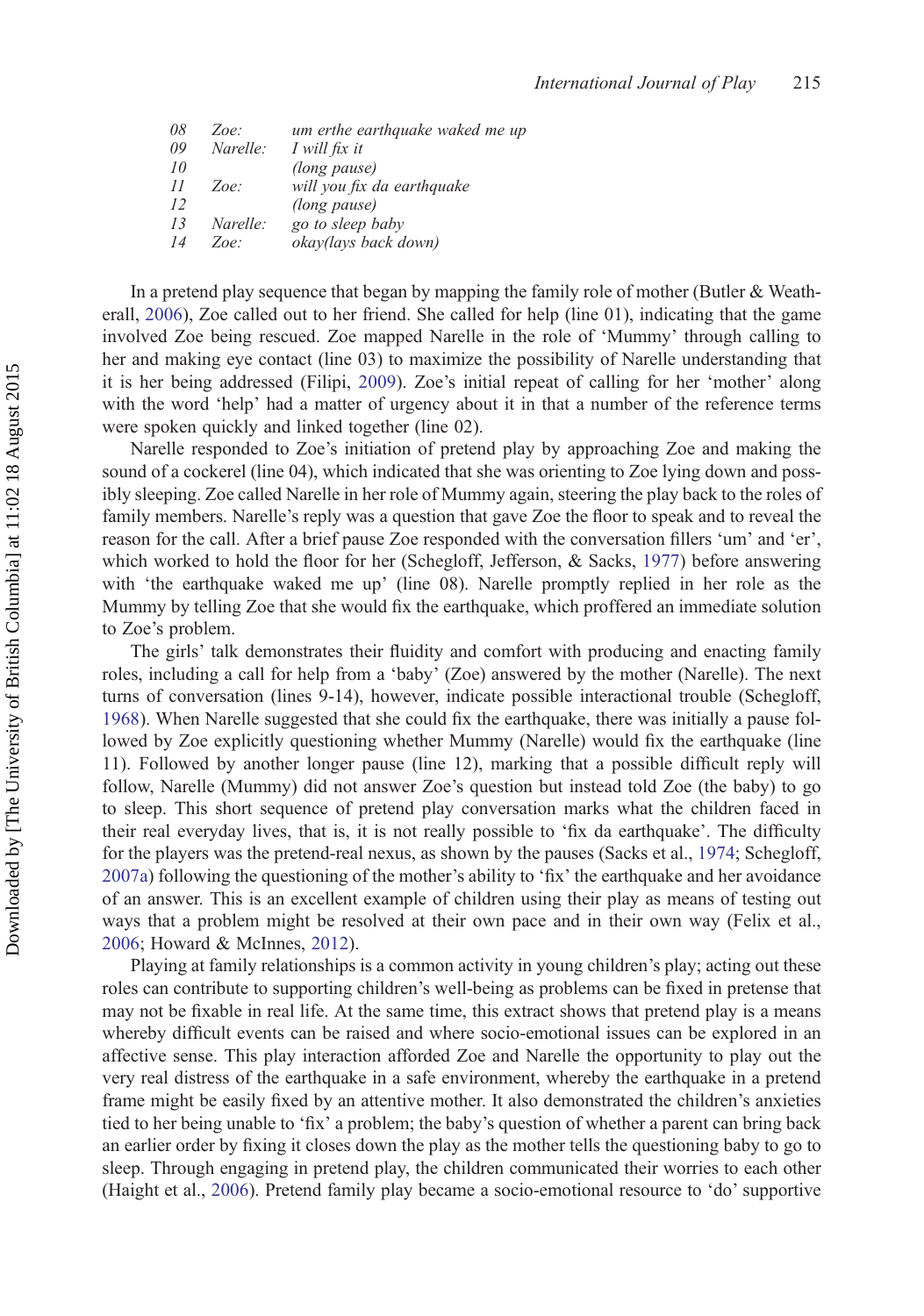| | | |
|---|---|---|
| *08* | *Zoe:* | *um erthe earthquake waked me up* |
| *09* | *Narelle:* | *I will fix it* |
| *10* | | *(long pause)* |
| *11* | *Zoe:* | *will you fix da earthquake* |
| *12* | | *(long pause)* |
| *13* | *Narelle:* | *go to sleep baby* |
| *14* | *Zoe:* | *okay(lays back down)* |

In a pretend play sequence that began by mapping the family role of mother (Butler & Weatherall, 2006), Zoe called out to her friend. She called for help (line 01), indicating that the game involved Zoe being rescued. Zoe mapped Narelle in the role of 'Mummy' through calling to her and making eye contact (line 03) to maximize the possibility of Narelle understanding that it is her being addressed (Filipi, 2009). Zoe's initial repeat of calling for her 'mother' along with the word 'help' had a matter of urgency about it in that a number of the reference terms were spoken quickly and linked together (line 02).

Narelle responded to Zoe's initiation of pretend play by approaching Zoe and making the sound of a cockerel (line 04), which indicated that she was orienting to Zoe lying down and possibly sleeping. Zoe called Narelle in her role of Mummy again, steering the play back to the roles of family members. Narelle's reply was a question that gave Zoe the floor to speak and to reveal the reason for the call. After a brief pause Zoe responded with the conversation fillers 'um' and 'er', which worked to hold the floor for her (Schegloff, Jefferson, & Sacks, 1977) before answering with 'the earthquake waked me up' (line 08). Narelle promptly replied in her role as the Mummy by telling Zoe that she would fix the earthquake, which proffered an immediate solution to Zoe's problem.

The girls' talk demonstrates their fluidity and comfort with producing and enacting family roles, including a call for help from a 'baby' (Zoe) answered by the mother (Narelle). The next turns of conversation (lines 9-14), however, indicate possible interactional trouble (Schegloff, 1968). When Narelle suggested that she could fix the earthquake, there was initially a pause followed by Zoe explicitly questioning whether Mummy (Narelle) would fix the earthquake (line 11). Followed by another longer pause (line 12), marking that a possible difficult reply will follow, Narelle (Mummy) did not answer Zoe's question but instead told Zoe (the baby) to go to sleep. This short sequence of pretend play conversation marks what the children faced in their real everyday lives, that is, it is not really possible to 'fix da earthquake'. The difficulty for the players was the pretend-real nexus, as shown by the pauses (Sacks et al., 1974; Schegloff, 2007a) following the questioning of the mother's ability to 'fix' the earthquake and her avoidance of an answer. This is an excellent example of children using their play as means of testing out ways that a problem might be resolved at their own pace and in their own way (Felix et al., 2006; Howard & McInnes, 2012).

Playing at family relationships is a common activity in young children's play; acting out these roles can contribute to supporting children's well-being as problems can be fixed in pretense that may not be fixable in real life. At the same time, this extract shows that pretend play is a means whereby difficult events can be raised and where socio-emotional issues can be explored in an affective sense. This play interaction afforded Zoe and Narelle the opportunity to play out the very real distress of the earthquake in a safe environment, whereby the earthquake in a pretend frame might be easily fixed by an attentive mother. It also demonstrated the children's anxieties tied to her being unable to 'fix' a problem; the baby's question of whether a parent can bring back an earlier order by fixing it closes down the play as the mother tells the questioning baby to go to sleep. Through engaging in pretend play, the children communicated their worries to each other (Haight et al., 2006). Pretend family play became a socio-emotional resource to 'do' supportive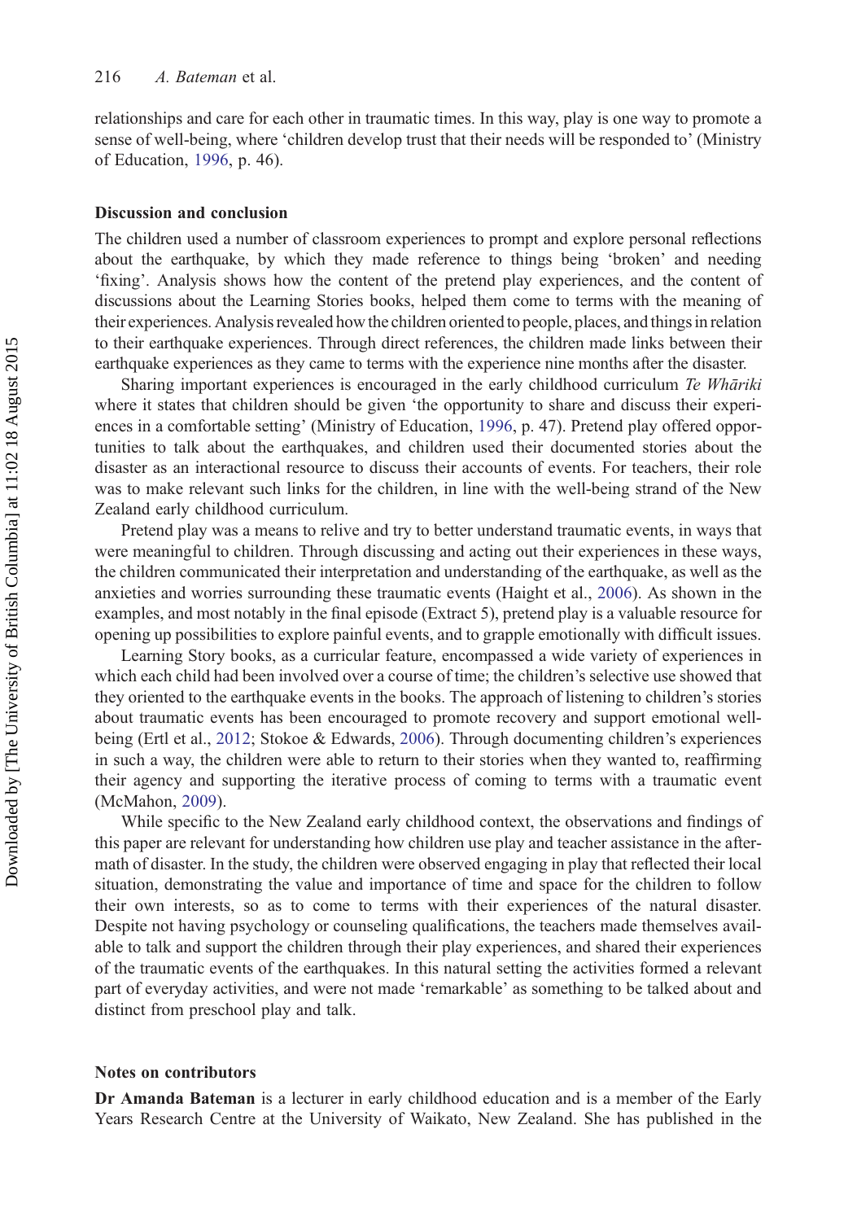relationships and care for each other in traumatic times. In this way, play is one way to promote a sense of well-being, where 'children develop trust that their needs will be responded to' (Ministry of Education, 1996, p. 46).

## Discussion and conclusion

The children used a number of classroom experiences to prompt and explore personal reflections about the earthquake, by which they made reference to things being 'broken' and needing 'fixing'. Analysis shows how the content of the pretend play experiences, and the content of discussions about the Learning Stories books, helped them come to terms with the meaning of their experiences. Analysis revealed how the children oriented to people, places, and things in relation to their earthquake experiences. Through direct references, the children made links between their earthquake experiences as they came to terms with the experience nine months after the disaster.

Sharing important experiences is encouraged in the early childhood curriculum *Te Whāriki* where it states that children should be given 'the opportunity to share and discuss their experiences in a comfortable setting' (Ministry of Education, 1996, p. 47). Pretend play offered opportunities to talk about the earthquakes, and children used their documented stories about the disaster as an interactional resource to discuss their accounts of events. For teachers, their role was to make relevant such links for the children, in line with the well-being strand of the New Zealand early childhood curriculum.

Pretend play was a means to relive and try to better understand traumatic events, in ways that were meaningful to children. Through discussing and acting out their experiences in these ways, the children communicated their interpretation and understanding of the earthquake, as well as the anxieties and worries surrounding these traumatic events (Haight et al., 2006). As shown in the examples, and most notably in the final episode (Extract 5), pretend play is a valuable resource for opening up possibilities to explore painful events, and to grapple emotionally with difficult issues.

Learning Story books, as a curricular feature, encompassed a wide variety of experiences in which each child had been involved over a course of time; the children's selective use showed that they oriented to the earthquake events in the books. The approach of listening to children's stories about traumatic events has been encouraged to promote recovery and support emotional well-being (Ertl et al., 2012; Stokoe & Edwards, 2006). Through documenting children's experiences in such a way, the children were able to return to their stories when they wanted to, reaffirming their agency and supporting the iterative process of coming to terms with a traumatic event (McMahon, 2009).

While specific to the New Zealand early childhood context, the observations and findings of this paper are relevant for understanding how children use play and teacher assistance in the aftermath of disaster. In the study, the children were observed engaging in play that reflected their local situation, demonstrating the value and importance of time and space for the children to follow their own interests, so as to come to terms with their experiences of the natural disaster. Despite not having psychology or counseling qualifications, the teachers made themselves available to talk and support the children through their play experiences, and shared their experiences of the traumatic events of the earthquakes. In this natural setting the activities formed a relevant part of everyday activities, and were not made 'remarkable' as something to be talked about and distinct from preschool play and talk.

## Notes on contributors

**Dr Amanda Bateman** is a lecturer in early childhood education and is a member of the Early Years Research Centre at the University of Waikato, New Zealand. She has published in the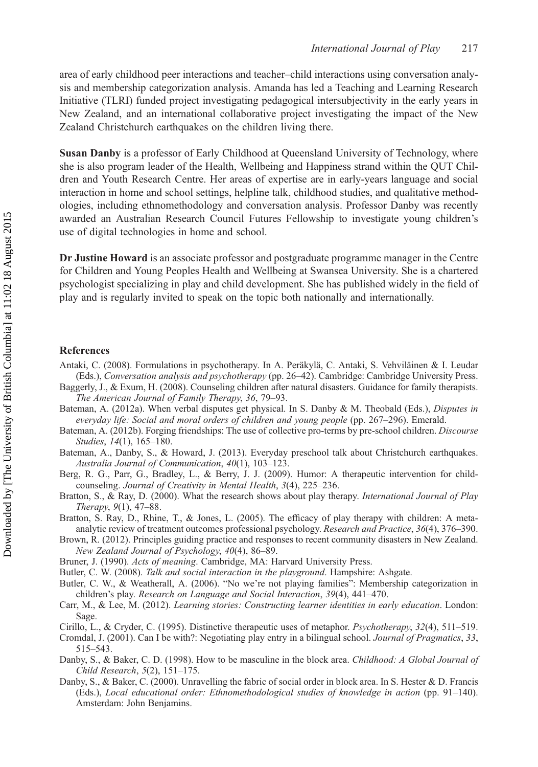area of early childhood peer interactions and teacher–child interactions using conversation analysis and membership categorization analysis. Amanda has led a Teaching and Learning Research Initiative (TLRI) funded project investigating pedagogical intersubjectivity in the early years in New Zealand, and an international collaborative project investigating the impact of the New Zealand Christchurch earthquakes on the children living there.

**Susan Danby** is a professor of Early Childhood at Queensland University of Technology, where she is also program leader of the Health, Wellbeing and Happiness strand within the QUT Children and Youth Research Centre. Her areas of expertise are in early-years language and social interaction in home and school settings, helpline talk, childhood studies, and qualitative methodologies, including ethnomethodology and conversation analysis. Professor Danby was recently awarded an Australian Research Council Futures Fellowship to investigate young children's use of digital technologies in home and school.

**Dr Justine Howard** is an associate professor and postgraduate programme manager in the Centre for Children and Young Peoples Health and Wellbeing at Swansea University. She is a chartered psychologist specializing in play and child development. She has published widely in the field of play and is regularly invited to speak on the topic both nationally and internationally.

## References

Antaki, C. (2008). Formulations in psychotherapy. In A. Peräkylä, C. Antaki, S. Vehviläinen & I. Leudar (Eds.), *Conversation analysis and psychotherapy* (pp. 26–42). Cambridge: Cambridge University Press.

Baggerly, J., & Exum, H. (2008). Counseling children after natural disasters. Guidance for family therapists. *The American Journal of Family Therapy*, *36*, 79–93.

Bateman, A. (2012a). When verbal disputes get physical. In S. Danby & M. Theobald (Eds.), *Disputes in everyday life: Social and moral orders of children and young people* (pp. 267–296). Emerald.

Bateman, A. (2012b). Forging friendships: The use of collective pro-terms by pre-school children. *Discourse Studies*, *14*(1), 165–180.

Bateman, A., Danby, S., & Howard, J. (2013). Everyday preschool talk about Christchurch earthquakes. *Australia Journal of Communication*, *40*(1), 103–123.

Berg, R. G., Parr, G., Bradley, L., & Berry, J. J. (2009). Humor: A therapeutic intervention for child-counseling. *Journal of Creativity in Mental Health*, *3*(4), 225–236.

Bratton, S., & Ray, D. (2000). What the research shows about play therapy. *International Journal of Play Therapy*, *9*(1), 47–88.

Bratton, S. Ray, D., Rhine, T., & Jones, L. (2005). The efficacy of play therapy with children: A meta-analytic review of treatment outcomes professional psychology. *Research and Practice*, *36*(4), 376–390.

Brown, R. (2012). Principles guiding practice and responses to recent community disasters in New Zealand. *New Zealand Journal of Psychology*, *40*(4), 86–89.

Bruner, J. (1990). *Acts of meaning*. Cambridge, MA: Harvard University Press.

Butler, C. W. (2008). *Talk and social interaction in the playground*. Hampshire: Ashgate.

Butler, C. W., & Weatherall, A. (2006). "No we're not playing families": Membership categorization in children's play. *Research on Language and Social Interaction*, *39*(4), 441–470.

Carr, M., & Lee, M. (2012). *Learning stories: Constructing learner identities in early education*. London: Sage.

Cirillo, L., & Cryder, C. (1995). Distinctive therapeutic uses of metaphor. *Psychotherapy*, *32*(4), 511–519.

Cromdal, J. (2001). Can I be with?: Negotiating play entry in a bilingual school. *Journal of Pragmatics*, *33*, 515–543.

Danby, S., & Baker, C. D. (1998). How to be masculine in the block area. *Childhood: A Global Journal of Child Research*, *5*(2), 151–175.

Danby, S., & Baker, C. (2000). Unravelling the fabric of social order in block area. In S. Hester & D. Francis (Eds.), *Local educational order: Ethnomethodological studies of knowledge in action* (pp. 91–140). Amsterdam: John Benjamins.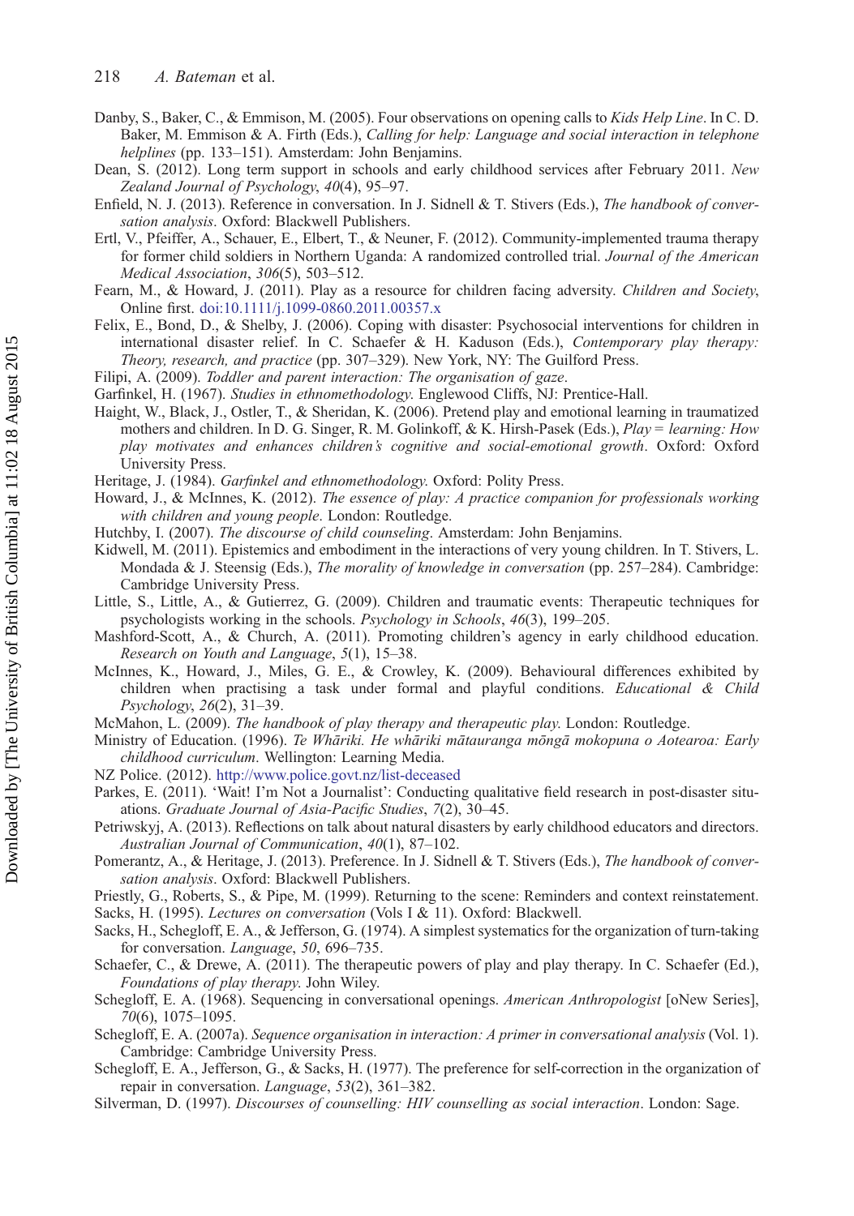Danby, S., Baker, C., & Emmison, M. (2005). Four observations on opening calls to *Kids Help Line*. In C. D. Baker, M. Emmison & A. Firth (Eds.), *Calling for help: Language and social interaction in telephone helplines* (pp. 133–151). Amsterdam: John Benjamins.

Dean, S. (2012). Long term support in schools and early childhood services after February 2011. *New Zealand Journal of Psychology*, *40*(4), 95–97.

Enfield, N. J. (2013). Reference in conversation. In J. Sidnell & T. Stivers (Eds.), *The handbook of conversation analysis*. Oxford: Blackwell Publishers.

Ertl, V., Pfeiffer, A., Schauer, E., Elbert, T., & Neuner, F. (2012). Community-implemented trauma therapy for former child soldiers in Northern Uganda: A randomized controlled trial. *Journal of the American Medical Association*, *306*(5), 503–512.

Fearn, M., & Howard, J. (2011). Play as a resource for children facing adversity. *Children and Society*, Online first. doi:10.1111/j.1099-0860.2011.00357.x

Felix, E., Bond, D., & Shelby, J. (2006). Coping with disaster: Psychosocial interventions for children in international disaster relief. In C. Schaefer & H. Kaduson (Eds.), *Contemporary play therapy: Theory, research, and practice* (pp. 307–329). New York, NY: The Guilford Press.

Filipi, A. (2009). *Toddler and parent interaction: The organisation of gaze*.

Garfinkel, H. (1967). *Studies in ethnomethodology*. Englewood Cliffs, NJ: Prentice-Hall.

Haight, W., Black, J., Ostler, T., & Sheridan, K. (2006). Pretend play and emotional learning in traumatized mothers and children. In D. G. Singer, R. M. Golinkoff, & K. Hirsh-Pasek (Eds.), *Play = learning: How play motivates and enhances children's cognitive and social-emotional growth*. Oxford: Oxford University Press.

Heritage, J. (1984). *Garfinkel and ethnomethodology*. Oxford: Polity Press.

Howard, J., & McInnes, K. (2012). *The essence of play: A practice companion for professionals working with children and young people*. London: Routledge.

Hutchby, I. (2007). *The discourse of child counseling*. Amsterdam: John Benjamins.

Kidwell, M. (2011). Epistemics and embodiment in the interactions of very young children. In T. Stivers, L. Mondada & J. Steensig (Eds.), *The morality of knowledge in conversation* (pp. 257–284). Cambridge: Cambridge University Press.

Little, S., Little, A., & Gutierrez, G. (2009). Children and traumatic events: Therapeutic techniques for psychologists working in the schools. *Psychology in Schools*, *46*(3), 199–205.

Mashford-Scott, A., & Church, A. (2011). Promoting children's agency in early childhood education. *Research on Youth and Language*, *5*(1), 15–38.

McInnes, K., Howard, J., Miles, G. E., & Crowley, K. (2009). Behavioural differences exhibited by children when practising a task under formal and playful conditions. *Educational & Child Psychology*, *26*(2), 31–39.

McMahon, L. (2009). *The handbook of play therapy and therapeutic play*. London: Routledge.

Ministry of Education. (1996). *Te Whāriki. He whāriki mātauranga mōngā mokopuna o Aotearoa: Early childhood curriculum*. Wellington: Learning Media.

NZ Police. (2012). http://www.police.govt.nz/list-deceased

Parkes, E. (2011). 'Wait! I'm Not a Journalist': Conducting qualitative field research in post-disaster situations. *Graduate Journal of Asia-Pacific Studies*, *7*(2), 30–45.

Petriwskyj, A. (2013). Reflections on talk about natural disasters by early childhood educators and directors. *Australian Journal of Communication*, *40*(1), 87–102.

Pomerantz, A., & Heritage, J. (2013). Preference. In J. Sidnell & T. Stivers (Eds.), *The handbook of conversation analysis*. Oxford: Blackwell Publishers.

Priestly, G., Roberts, S., & Pipe, M. (1999). Returning to the scene: Reminders and context reinstatement.

Sacks, H. (1995). *Lectures on conversation* (Vols I & 11). Oxford: Blackwell.

Sacks, H., Schegloff, E. A., & Jefferson, G. (1974). A simplest systematics for the organization of turn-taking for conversation. *Language*, *50*, 696–735.

Schaefer, C., & Drewe, A. (2011). The therapeutic powers of play and play therapy. In C. Schaefer (Ed.), *Foundations of play therapy*. John Wiley.

Schegloff, E. A. (1968). Sequencing in conversational openings. *American Anthropologist* [oNew Series], *70*(6), 1075–1095.

Schegloff, E. A. (2007a). *Sequence organisation in interaction: A primer in conversational analysis* (Vol. 1). Cambridge: Cambridge University Press.

Schegloff, E. A., Jefferson, G., & Sacks, H. (1977). The preference for self-correction in the organization of repair in conversation. *Language*, *53*(2), 361–382.

Silverman, D. (1997). *Discourses of counselling: HIV counselling as social interaction*. London: Sage.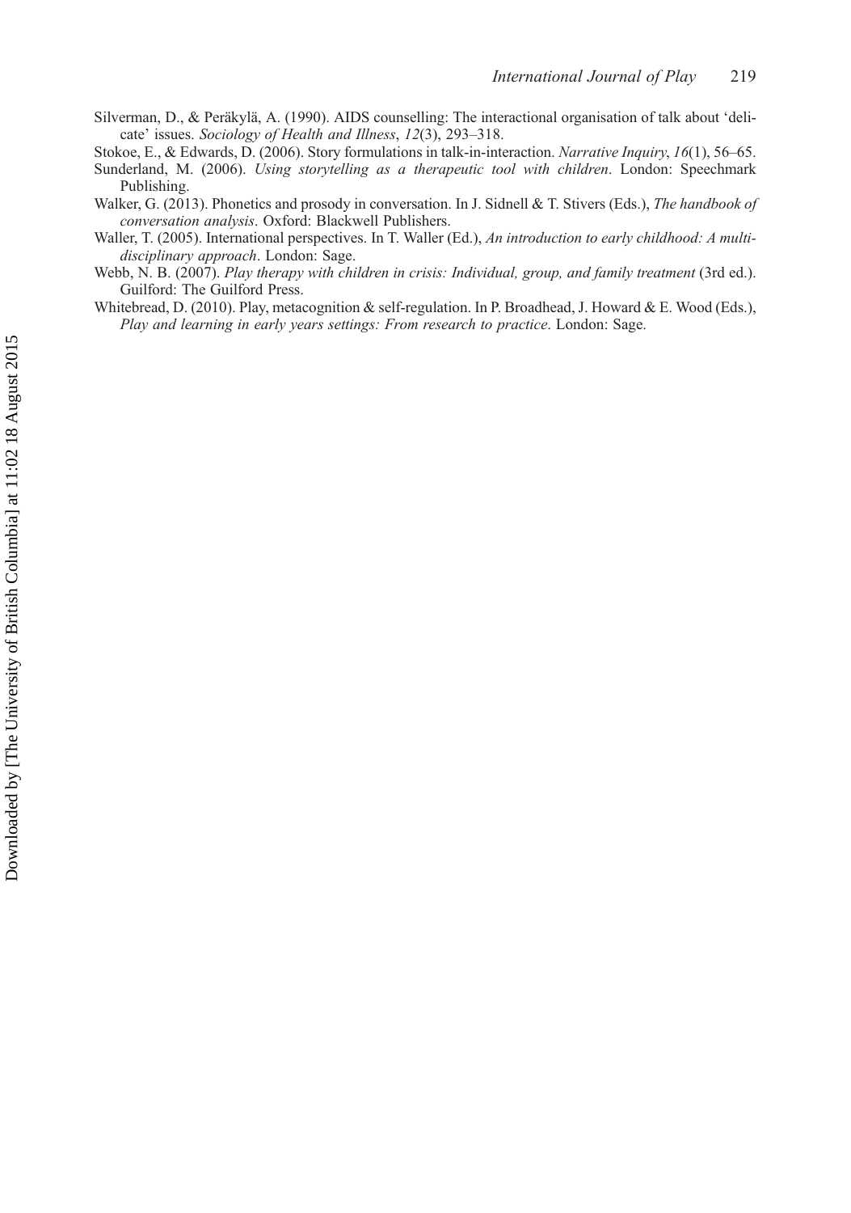Silverman, D., & Peräkylä, A. (1990). AIDS counselling: The interactional organisation of talk about 'delicate' issues. *Sociology of Health and Illness*, *12*(3), 293–318.

Stokoe, E., & Edwards, D. (2006). Story formulations in talk-in-interaction. *Narrative Inquiry*, *16*(1), 56–65.

Sunderland, M. (2006). *Using storytelling as a therapeutic tool with children*. London: Speechmark Publishing.

Walker, G. (2013). Phonetics and prosody in conversation. In J. Sidnell & T. Stivers (Eds.), *The handbook of conversation analysis*. Oxford: Blackwell Publishers.

Waller, T. (2005). International perspectives. In T. Waller (Ed.), *An introduction to early childhood: A multidisciplinary approach*. London: Sage.

Webb, N. B. (2007). *Play therapy with children in crisis: Individual, group, and family treatment* (3rd ed.). Guilford: The Guilford Press.

Whitebread, D. (2010). Play, metacognition & self-regulation. In P. Broadhead, J. Howard & E. Wood (Eds.), *Play and learning in early years settings: From research to practice*. London: Sage.